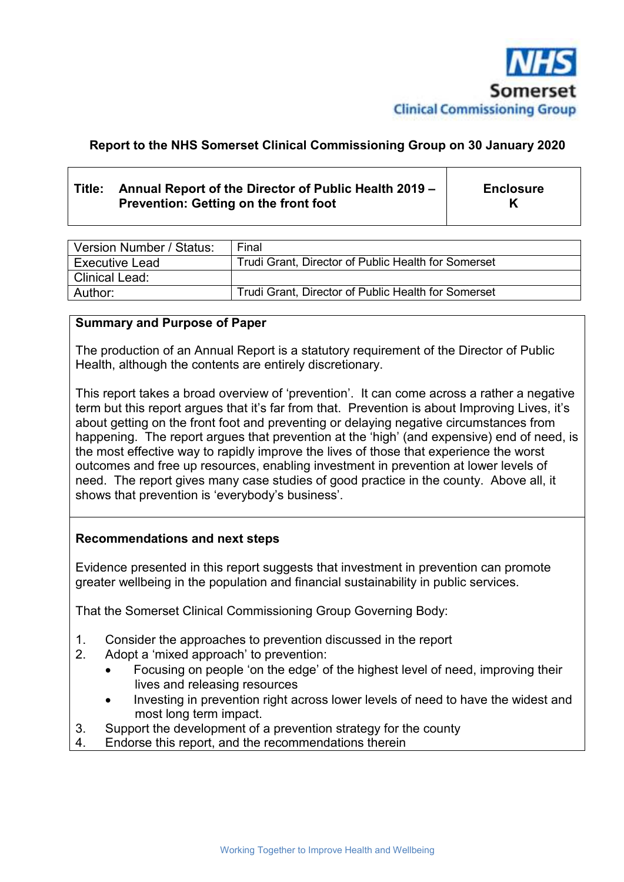NHS Somerset Clinical Commissioning Group

**Report to the NHS Somerset Clinical Commissioning Group on 30 January 2020**

| **Title: Annual Report of the Director of Public Health 2019 – Prevention: Getting on the front foot** | **Enclosure K** |
|---|---|

| Version Number / Status: | Final |
|---|---|
| Executive Lead | Trudi Grant, Director of Public Health for Somerset |
| Clinical Lead: | |
| Author: | Trudi Grant, Director of Public Health for Somerset |

## Summary and Purpose of Paper

The production of an Annual Report is a statutory requirement of the Director of Public Health, although the contents are entirely discretionary.

This report takes a broad overview of 'prevention'. It can come across a rather a negative term but this report argues that it's far from that. Prevention is about Improving Lives, it's about getting on the front foot and preventing or delaying negative circumstances from happening. The report argues that prevention at the 'high' (and expensive) end of need, is the most effective way to rapidly improve the lives of those that experience the worst outcomes and free up resources, enabling investment in prevention at lower levels of need. The report gives many case studies of good practice in the county. Above all, it shows that prevention is 'everybody's business'.

## Recommendations and next steps

Evidence presented in this report suggests that investment in prevention can promote greater wellbeing in the population and financial sustainability in public services.

That the Somerset Clinical Commissioning Group Governing Body:

1. Consider the approaches to prevention discussed in the report
2. Adopt a 'mixed approach' to prevention:
   - Focusing on people 'on the edge' of the highest level of need, improving their lives and releasing resources
   - Investing in prevention right across lower levels of need to have the widest and most long term impact.
3. Support the development of a prevention strategy for the county
4. Endorse this report, and the recommendations therein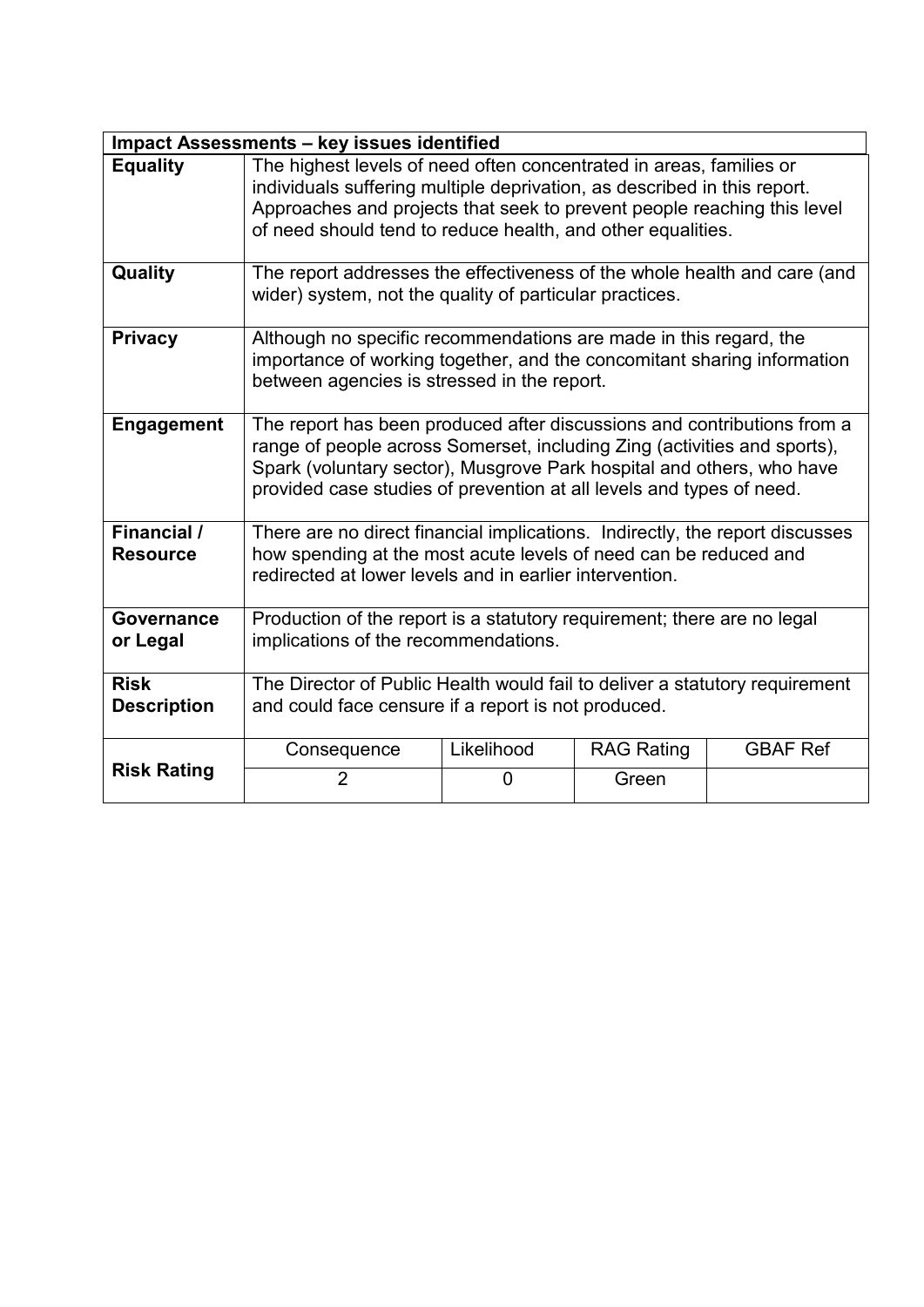| Impact Assessments – key issues identified | | | | |
|---|---|---|---|---|
| **Equality** | The highest levels of need often concentrated in areas, families or individuals suffering multiple deprivation, as described in this report. Approaches and projects that seek to prevent people reaching this level of need should tend to reduce health, and other equalities. | | | |
| **Quality** | The report addresses the effectiveness of the whole health and care (and wider) system, not the quality of particular practices. | | | |
| **Privacy** | Although no specific recommendations are made in this regard, the importance of working together, and the concomitant sharing information between agencies is stressed in the report. | | | |
| **Engagement** | The report has been produced after discussions and contributions from a range of people across Somerset, including Zing (activities and sports), Spark (voluntary sector), Musgrove Park hospital and others, who have provided case studies of prevention at all levels and types of need. | | | |
| **Financial / Resource** | There are no direct financial implications. Indirectly, the report discusses how spending at the most acute levels of need can be reduced and redirected at lower levels and in earlier intervention. | | | |
| **Governance or Legal** | Production of the report is a statutory requirement; there are no legal implications of the recommendations. | | | |
| **Risk Description** | The Director of Public Health would fail to deliver a statutory requirement and could face censure if a report is not produced. | | | |
| **Risk Rating** | Consequence | Likelihood | RAG Rating | GBAF Ref |
| | 2 | 0 | Green | |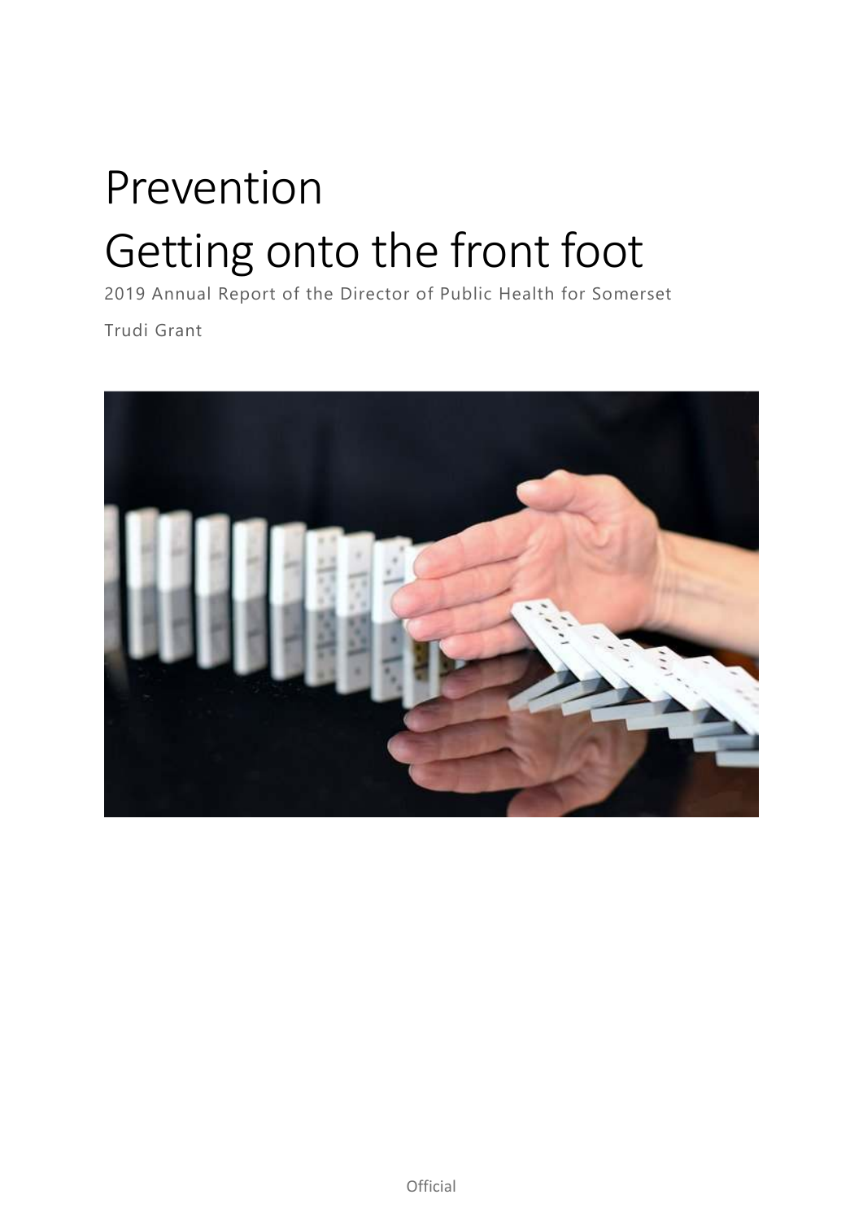# Prevention
# Getting onto the front foot

2019 Annual Report of the Director of Public Health for Somerset

Trudi Grant

Official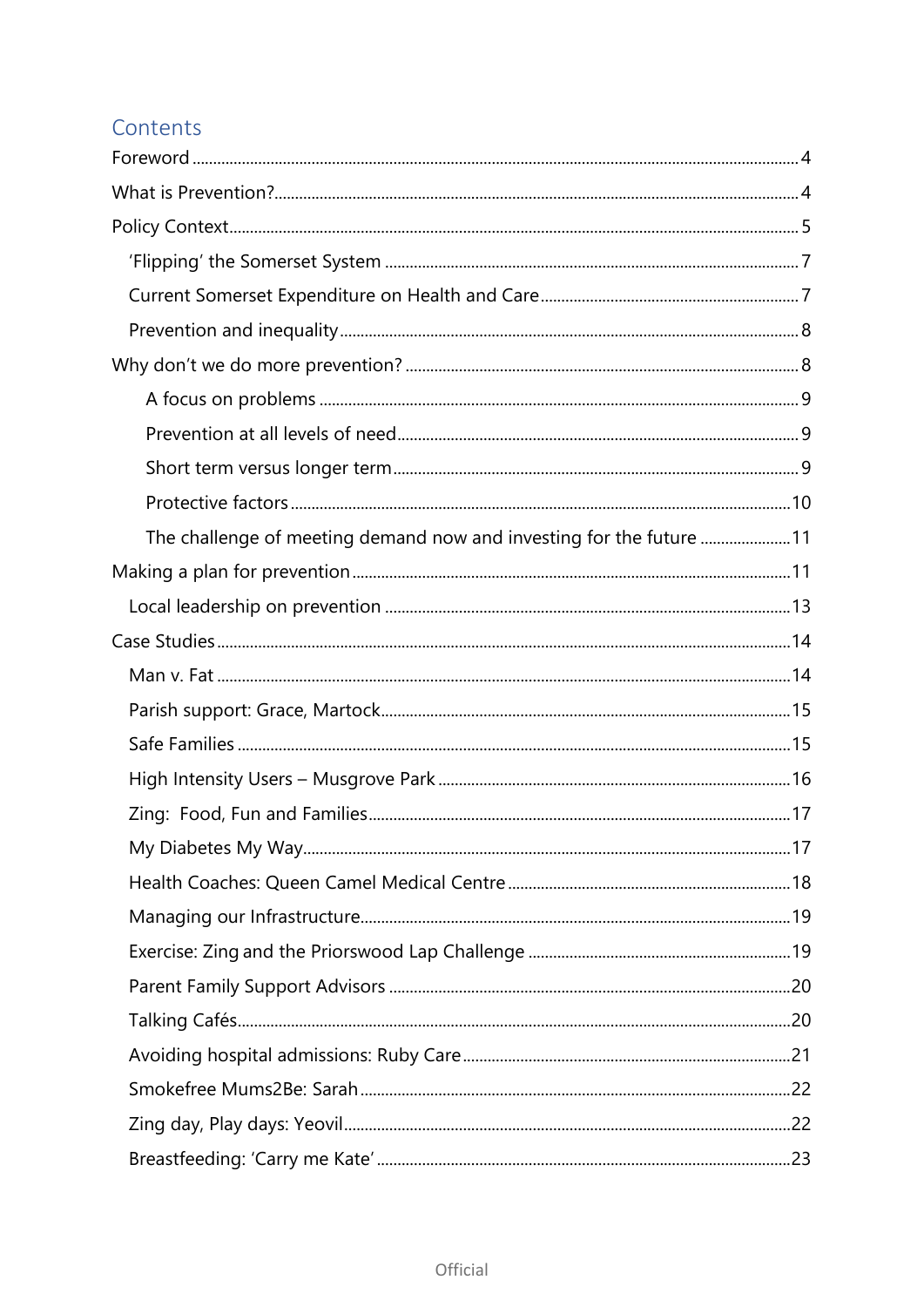## Contents

- Foreword ... 4
- What is Prevention? ... 4
- Policy Context ... 5
  - 'Flipping' the Somerset System ... 7
  - Current Somerset Expenditure on Health and Care ... 7
  - Prevention and inequality ... 8
- Why don't we do more prevention? ... 8
    - A focus on problems ... 9
    - Prevention at all levels of need ... 9
    - Short term versus longer term ... 9
    - Protective factors ... 10
    - The challenge of meeting demand now and investing for the future ... 11
- Making a plan for prevention ... 11
  - Local leadership on prevention ... 13
- Case Studies ... 14
  - Man v. Fat ... 14
  - Parish support: Grace, Martock ... 15
  - Safe Families ... 15
  - High Intensity Users – Musgrove Park ... 16
  - Zing: Food, Fun and Families ... 17
  - My Diabetes My Way ... 17
  - Health Coaches: Queen Camel Medical Centre ... 18
  - Managing our Infrastructure ... 19
  - Exercise: Zing and the Priorswood Lap Challenge ... 19
  - Parent Family Support Advisors ... 20
  - Talking Cafés ... 20
  - Avoiding hospital admissions: Ruby Care ... 21
  - Smokefree Mums2Be: Sarah ... 22
  - Zing day, Play days: Yeovil ... 22
  - Breastfeeding: 'Carry me Kate' ... 23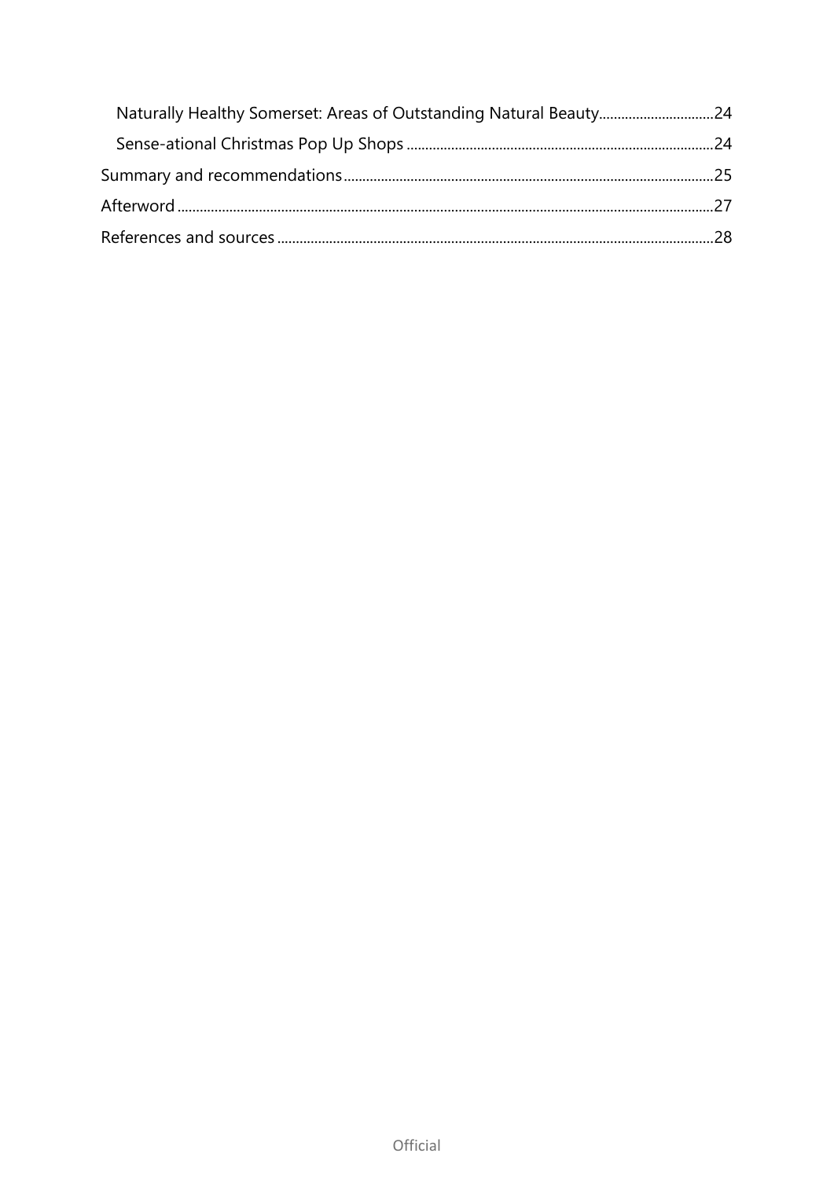Naturally Healthy Somerset: Areas of Outstanding Natural Beauty ........ 24

Sense-ational Christmas Pop Up Shops ........ 24

Summary and recommendations ........ 25

Afterword ........ 27

References and sources ........ 28

Official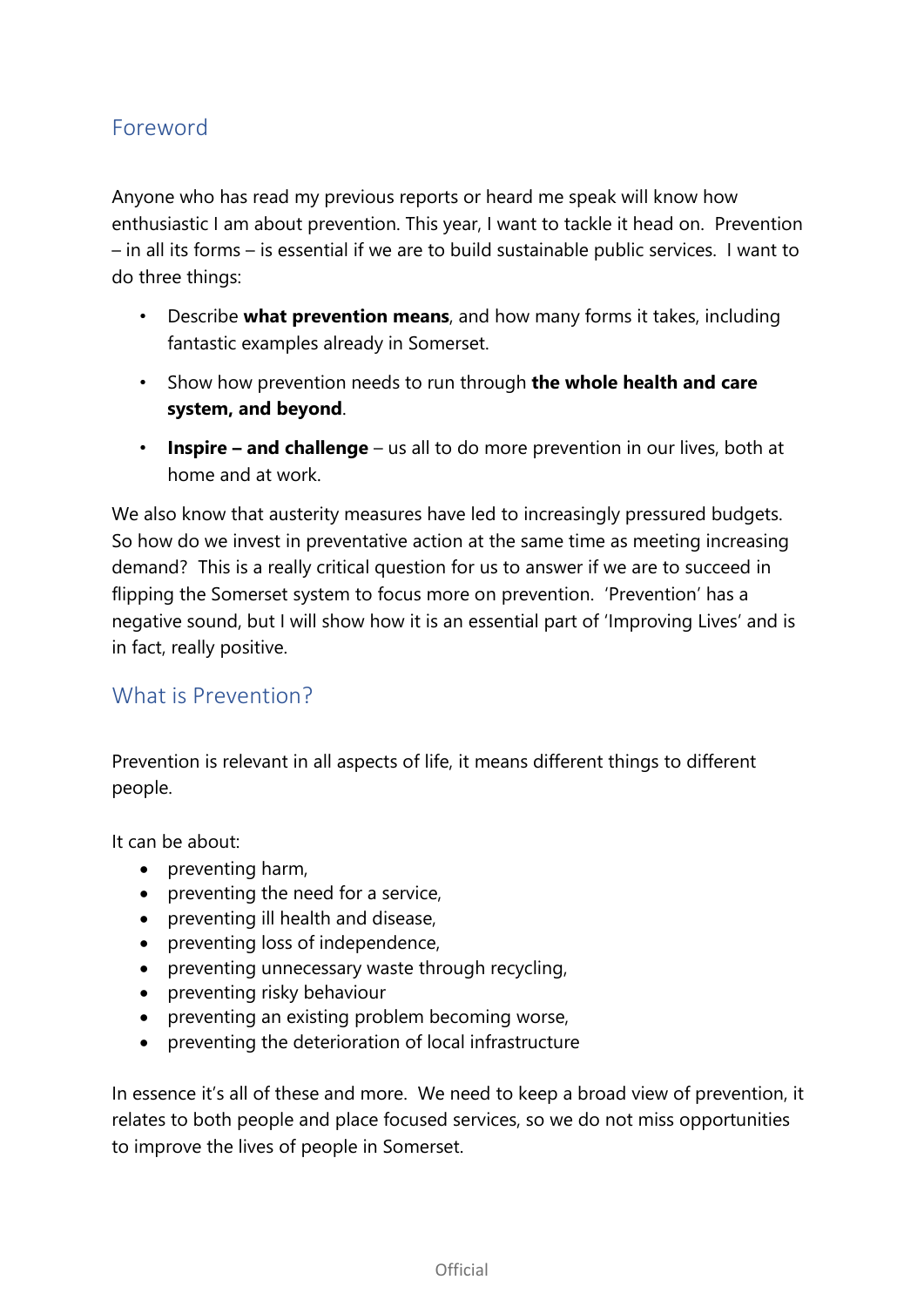## Foreword

Anyone who has read my previous reports or heard me speak will know how enthusiastic I am about prevention. This year, I want to tackle it head on. Prevention – in all its forms – is essential if we are to build sustainable public services. I want to do three things:

- Describe **what prevention means**, and how many forms it takes, including fantastic examples already in Somerset.
- Show how prevention needs to run through **the whole health and care system, and beyond**.
- **Inspire – and challenge** – us all to do more prevention in our lives, both at home and at work.

We also know that austerity measures have led to increasingly pressured budgets. So how do we invest in preventative action at the same time as meeting increasing demand? This is a really critical question for us to answer if we are to succeed in flipping the Somerset system to focus more on prevention. 'Prevention' has a negative sound, but I will show how it is an essential part of 'Improving Lives' and is in fact, really positive.

## What is Prevention?

Prevention is relevant in all aspects of life, it means different things to different people.

It can be about:

- preventing harm,
- preventing the need for a service,
- preventing ill health and disease,
- preventing loss of independence,
- preventing unnecessary waste through recycling,
- preventing risky behaviour
- preventing an existing problem becoming worse,
- preventing the deterioration of local infrastructure

In essence it's all of these and more. We need to keep a broad view of prevention, it relates to both people and place focused services, so we do not miss opportunities to improve the lives of people in Somerset.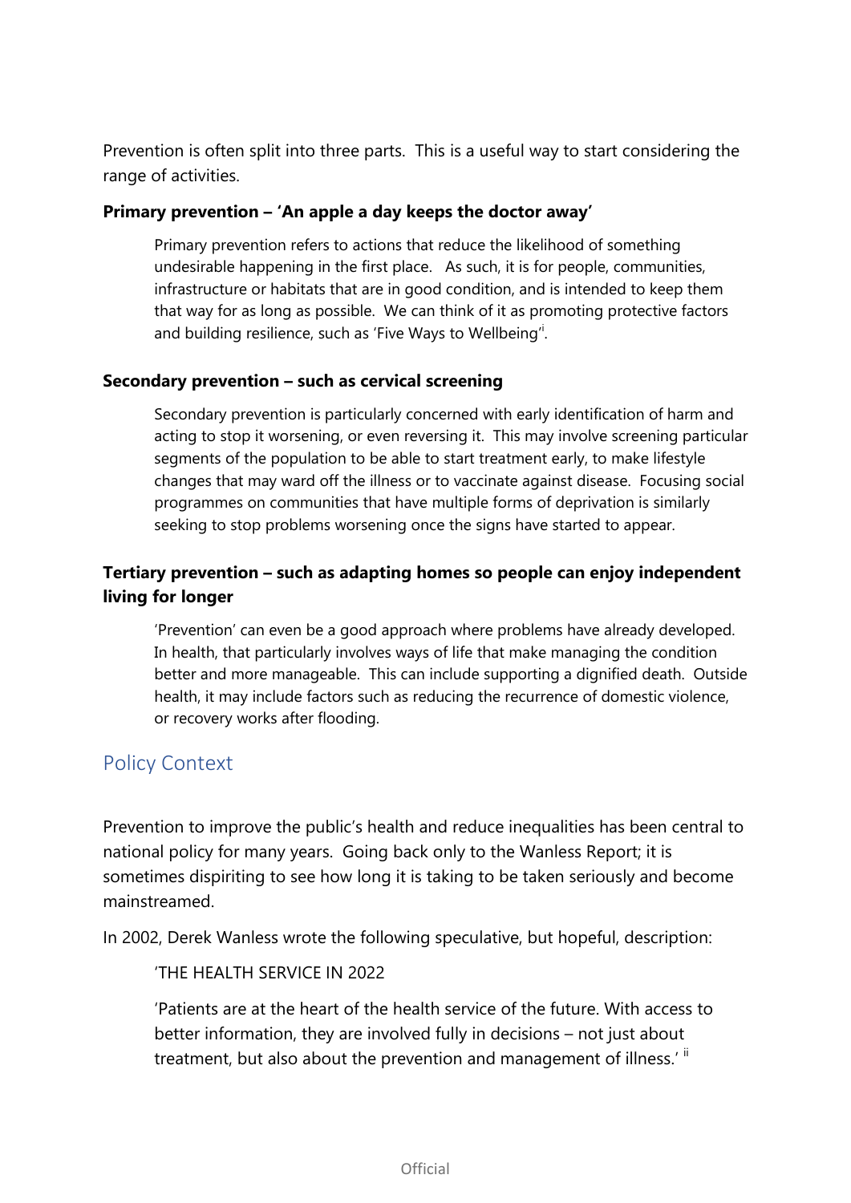Prevention is often split into three parts. This is a useful way to start considering the range of activities.

**Primary prevention – 'An apple a day keeps the doctor away'**

> Primary prevention refers to actions that reduce the likelihood of something undesirable happening in the first place. As such, it is for people, communities, infrastructure or habitats that are in good condition, and is intended to keep them that way for as long as possible. We can think of it as promoting protective factors and building resilience, such as 'Five Ways to Wellbeing'[i].

**Secondary prevention – such as cervical screening**

> Secondary prevention is particularly concerned with early identification of harm and acting to stop it worsening, or even reversing it. This may involve screening particular segments of the population to be able to start treatment early, to make lifestyle changes that may ward off the illness or to vaccinate against disease. Focusing social programmes on communities that have multiple forms of deprivation is similarly seeking to stop problems worsening once the signs have started to appear.

**Tertiary prevention – such as adapting homes so people can enjoy independent living for longer**

> 'Prevention' can even be a good approach where problems have already developed. In health, that particularly involves ways of life that make managing the condition better and more manageable. This can include supporting a dignified death. Outside health, it may include factors such as reducing the recurrence of domestic violence, or recovery works after flooding.

## Policy Context

Prevention to improve the public's health and reduce inequalities has been central to national policy for many years. Going back only to the Wanless Report; it is sometimes dispiriting to see how long it is taking to be taken seriously and become mainstreamed.

In 2002, Derek Wanless wrote the following speculative, but hopeful, description:

> 'THE HEALTH SERVICE IN 2022
>
> 'Patients are at the heart of the health service of the future. With access to better information, they are involved fully in decisions – not just about treatment, but also about the prevention and management of illness.' [ii]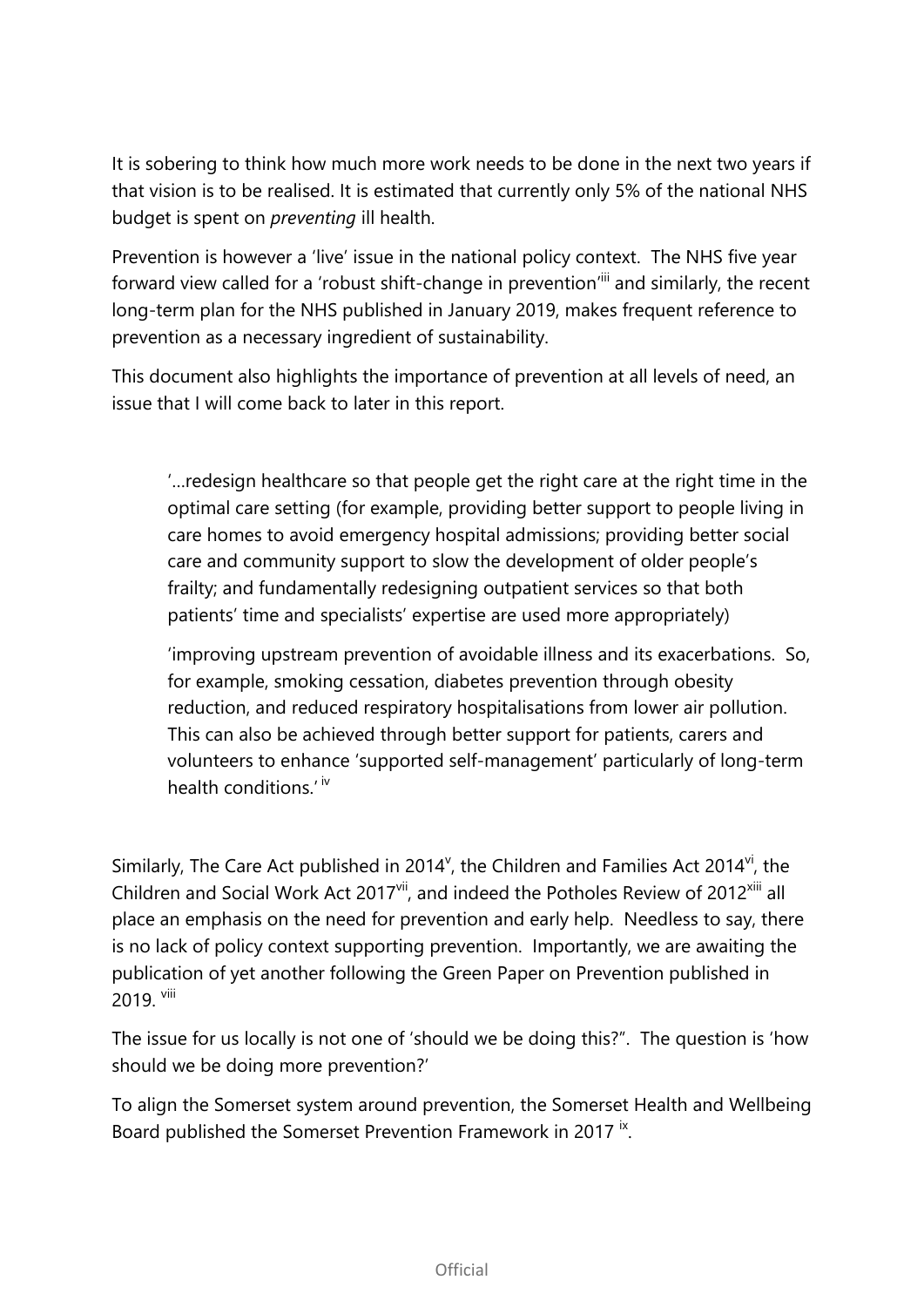It is sobering to think how much more work needs to be done in the next two years if that vision is to be realised. It is estimated that currently only 5% of the national NHS budget is spent on *preventing* ill health.

Prevention is however a 'live' issue in the national policy context. The NHS five year forward view called for a 'robust shift-change in prevention'[iii] and similarly, the recent long-term plan for the NHS published in January 2019, makes frequent reference to prevention as a necessary ingredient of sustainability.

This document also highlights the importance of prevention at all levels of need, an issue that I will come back to later in this report.

> '…redesign healthcare so that people get the right care at the right time in the optimal care setting (for example, providing better support to people living in care homes to avoid emergency hospital admissions; providing better social care and community support to slow the development of older people's frailty; and fundamentally redesigning outpatient services so that both patients' time and specialists' expertise are used more appropriately)
>
> 'improving upstream prevention of avoidable illness and its exacerbations. So, for example, smoking cessation, diabetes prevention through obesity reduction, and reduced respiratory hospitalisations from lower air pollution. This can also be achieved through better support for patients, carers and volunteers to enhance 'supported self-management' particularly of long-term health conditions.' [iv]

Similarly, The Care Act published in 2014[v], the Children and Families Act 2014[vi], the Children and Social Work Act 2017[vii], and indeed the Potholes Review of 2012[xiii] all place an emphasis on the need for prevention and early help. Needless to say, there is no lack of policy context supporting prevention. Importantly, we are awaiting the publication of yet another following the Green Paper on Prevention published in 2019. [viii]

The issue for us locally is not one of 'should we be doing this?". The question is 'how should we be doing more prevention?'

To align the Somerset system around prevention, the Somerset Health and Wellbeing Board published the Somerset Prevention Framework in 2017 [ix].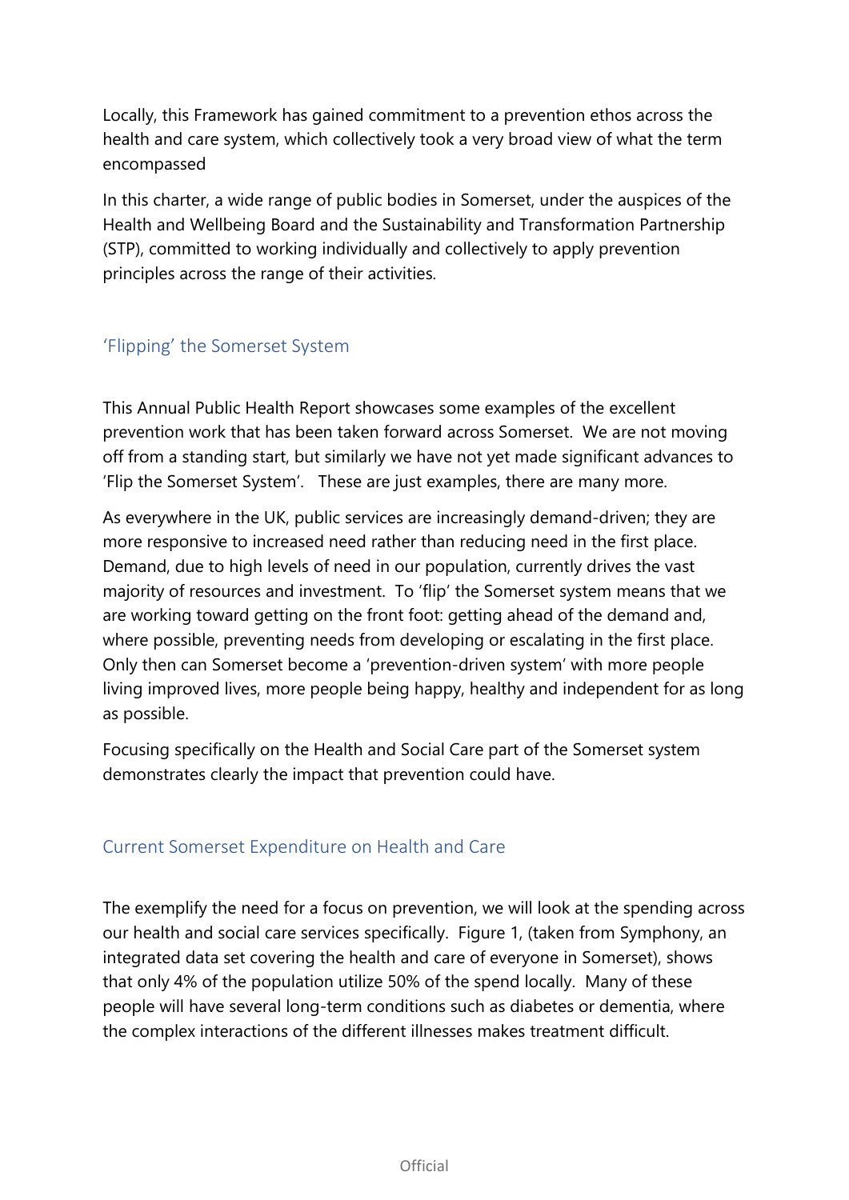Locally, this Framework has gained commitment to a prevention ethos across the health and care system, which collectively took a very broad view of what the term encompassed

In this charter, a wide range of public bodies in Somerset, under the auspices of the Health and Wellbeing Board and the Sustainability and Transformation Partnership (STP), committed to working individually and collectively to apply prevention principles across the range of their activities.

## 'Flipping' the Somerset System

This Annual Public Health Report showcases some examples of the excellent prevention work that has been taken forward across Somerset. We are not moving off from a standing start, but similarly we have not yet made significant advances to 'Flip the Somerset System'. These are just examples, there are many more.

As everywhere in the UK, public services are increasingly demand-driven; they are more responsive to increased need rather than reducing need in the first place. Demand, due to high levels of need in our population, currently drives the vast majority of resources and investment. To 'flip' the Somerset system means that we are working toward getting on the front foot: getting ahead of the demand and, where possible, preventing needs from developing or escalating in the first place. Only then can Somerset become a 'prevention-driven system' with more people living improved lives, more people being happy, healthy and independent for as long as possible.

Focusing specifically on the Health and Social Care part of the Somerset system demonstrates clearly the impact that prevention could have.

## Current Somerset Expenditure on Health and Care

The exemplify the need for a focus on prevention, we will look at the spending across our health and social care services specifically. Figure 1, (taken from Symphony, an integrated data set covering the health and care of everyone in Somerset), shows that only 4% of the population utilize 50% of the spend locally. Many of these people will have several long-term conditions such as diabetes or dementia, where the complex interactions of the different illnesses makes treatment difficult.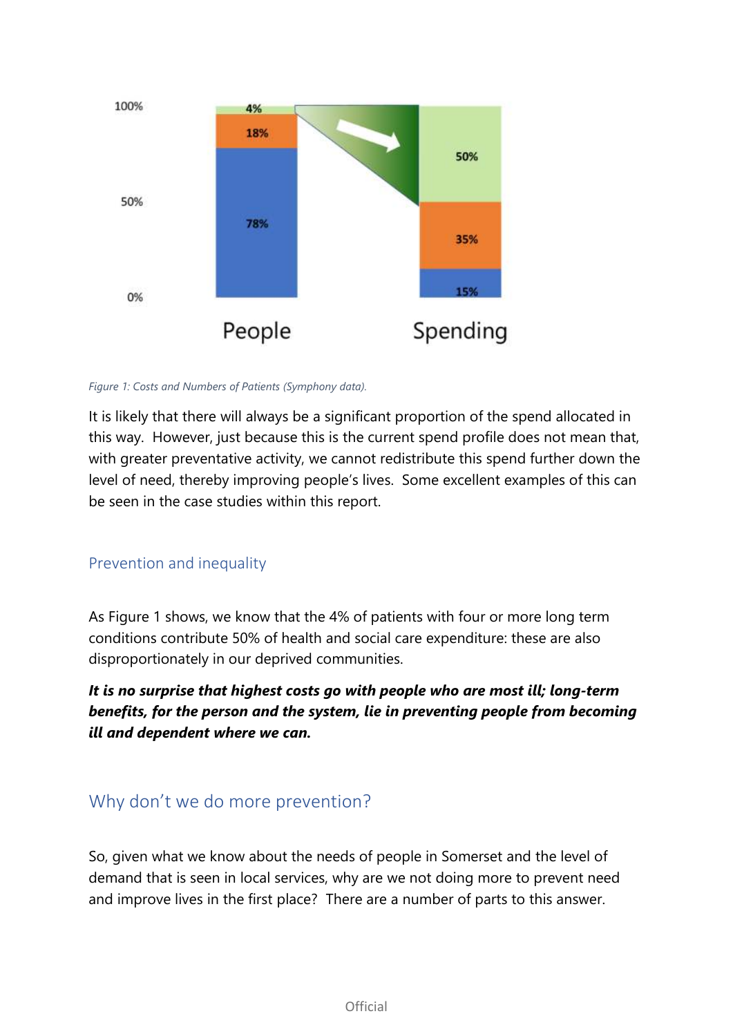Figure 1: Costs and Numbers of Patients (Symphony data).

It is likely that there will always be a significant proportion of the spend allocated in this way. However, just because this is the current spend profile does not mean that, with greater preventative activity, we cannot redistribute this spend further down the level of need, thereby improving people's lives. Some excellent examples of this can be seen in the case studies within this report.

### Prevention and inequality

As Figure 1 shows, we know that the 4% of patients with four or more long term conditions contribute 50% of health and social care expenditure: these are also disproportionately in our deprived communities.

***It is no surprise that highest costs go with people who are most ill; long-term benefits, for the person and the system, lie in preventing people from becoming ill and dependent where we can.***

## Why don't we do more prevention?

So, given what we know about the needs of people in Somerset and the level of demand that is seen in local services, why are we not doing more to prevent need and improve lives in the first place? There are a number of parts to this answer.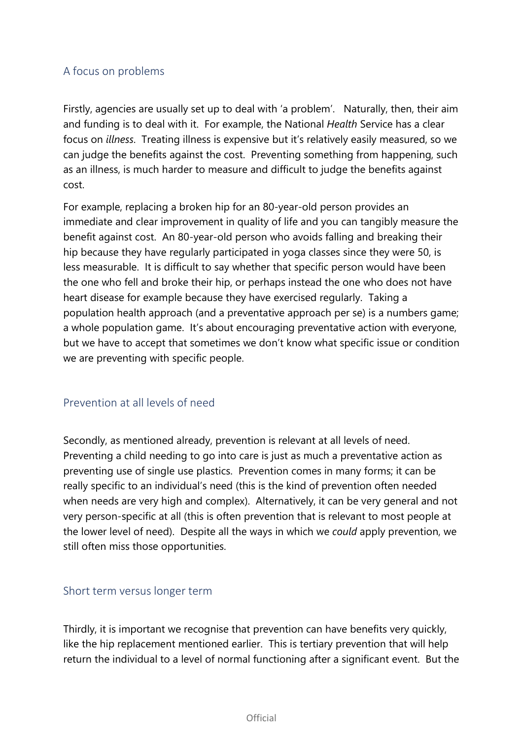## A focus on problems

Firstly, agencies are usually set up to deal with 'a problem'. Naturally, then, their aim and funding is to deal with it. For example, the National *Health* Service has a clear focus on *illness*. Treating illness is expensive but it's relatively easily measured, so we can judge the benefits against the cost. Preventing something from happening, such as an illness, is much harder to measure and difficult to judge the benefits against cost.

For example, replacing a broken hip for an 80-year-old person provides an immediate and clear improvement in quality of life and you can tangibly measure the benefit against cost. An 80-year-old person who avoids falling and breaking their hip because they have regularly participated in yoga classes since they were 50, is less measurable. It is difficult to say whether that specific person would have been the one who fell and broke their hip, or perhaps instead the one who does not have heart disease for example because they have exercised regularly. Taking a population health approach (and a preventative approach per se) is a numbers game; a whole population game. It's about encouraging preventative action with everyone, but we have to accept that sometimes we don't know what specific issue or condition we are preventing with specific people.

## Prevention at all levels of need

Secondly, as mentioned already, prevention is relevant at all levels of need. Preventing a child needing to go into care is just as much a preventative action as preventing use of single use plastics. Prevention comes in many forms; it can be really specific to an individual's need (this is the kind of prevention often needed when needs are very high and complex). Alternatively, it can be very general and not very person-specific at all (this is often prevention that is relevant to most people at the lower level of need). Despite all the ways in which we *could* apply prevention, we still often miss those opportunities.

## Short term versus longer term

Thirdly, it is important we recognise that prevention can have benefits very quickly, like the hip replacement mentioned earlier. This is tertiary prevention that will help return the individual to a level of normal functioning after a significant event. But the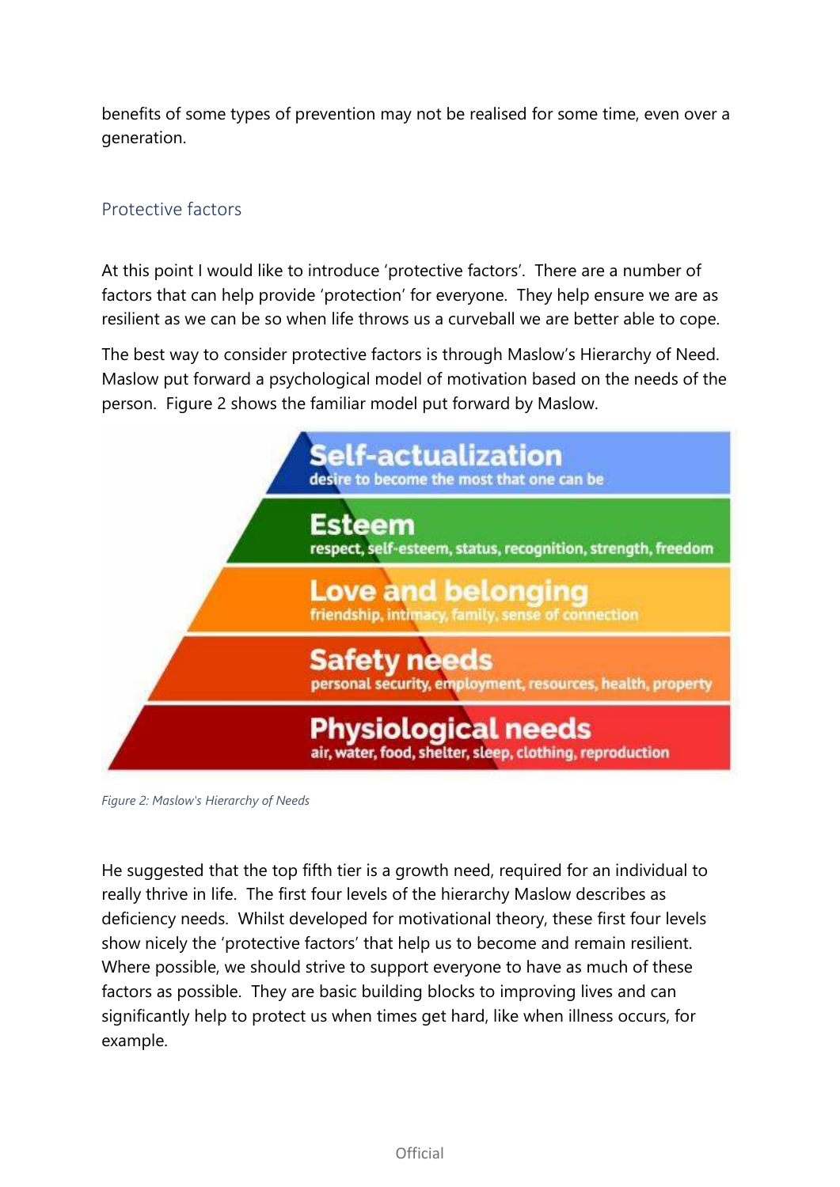benefits of some types of prevention may not be realised for some time, even over a generation.

## Protective factors

At this point I would like to introduce 'protective factors'. There are a number of factors that can help provide 'protection' for everyone. They help ensure we are as resilient as we can be so when life throws us a curveball we are better able to cope.

The best way to consider protective factors is through Maslow's Hierarchy of Need. Maslow put forward a psychological model of motivation based on the needs of the person. Figure 2 shows the familiar model put forward by Maslow.

**Self-actualization**
desire to become the most that one can be

**Esteem**
respect, self-esteem, status, recognition, strength, freedom

**Love and belonging**
friendship, intimacy, family, sense of connection

**Safety needs**
personal security, employment, resources, health, property

**Physiological needs**
air, water, food, shelter, sleep, clothing, reproduction

*Figure 2: Maslow's Hierarchy of Needs*

He suggested that the top fifth tier is a growth need, required for an individual to really thrive in life. The first four levels of the hierarchy Maslow describes as deficiency needs. Whilst developed for motivational theory, these first four levels show nicely the 'protective factors' that help us to become and remain resilient. Where possible, we should strive to support everyone to have as much of these factors as possible. They are basic building blocks to improving lives and can significantly help to protect us when times get hard, like when illness occurs, for example.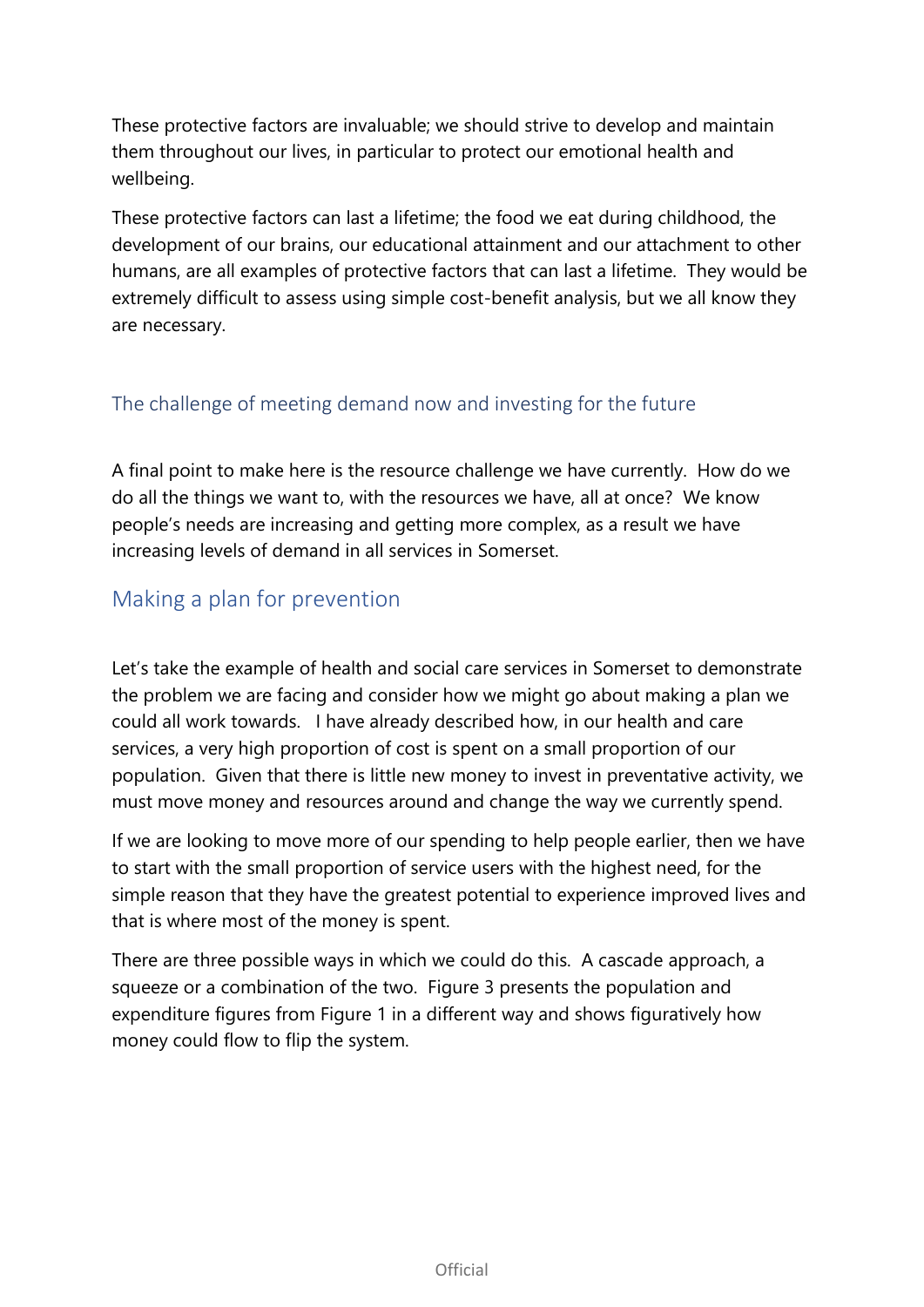These protective factors are invaluable; we should strive to develop and maintain them throughout our lives, in particular to protect our emotional health and wellbeing.

These protective factors can last a lifetime; the food we eat during childhood, the development of our brains, our educational attainment and our attachment to other humans, are all examples of protective factors that can last a lifetime. They would be extremely difficult to assess using simple cost-benefit analysis, but we all know they are necessary.

### The challenge of meeting demand now and investing for the future

A final point to make here is the resource challenge we have currently. How do we do all the things we want to, with the resources we have, all at once? We know people's needs are increasing and getting more complex, as a result we have increasing levels of demand in all services in Somerset.

## Making a plan for prevention

Let's take the example of health and social care services in Somerset to demonstrate the problem we are facing and consider how we might go about making a plan we could all work towards. I have already described how, in our health and care services, a very high proportion of cost is spent on a small proportion of our population. Given that there is little new money to invest in preventative activity, we must move money and resources around and change the way we currently spend.

If we are looking to move more of our spending to help people earlier, then we have to start with the small proportion of service users with the highest need, for the simple reason that they have the greatest potential to experience improved lives and that is where most of the money is spent.

There are three possible ways in which we could do this. A cascade approach, a squeeze or a combination of the two. Figure 3 presents the population and expenditure figures from Figure 1 in a different way and shows figuratively how money could flow to flip the system.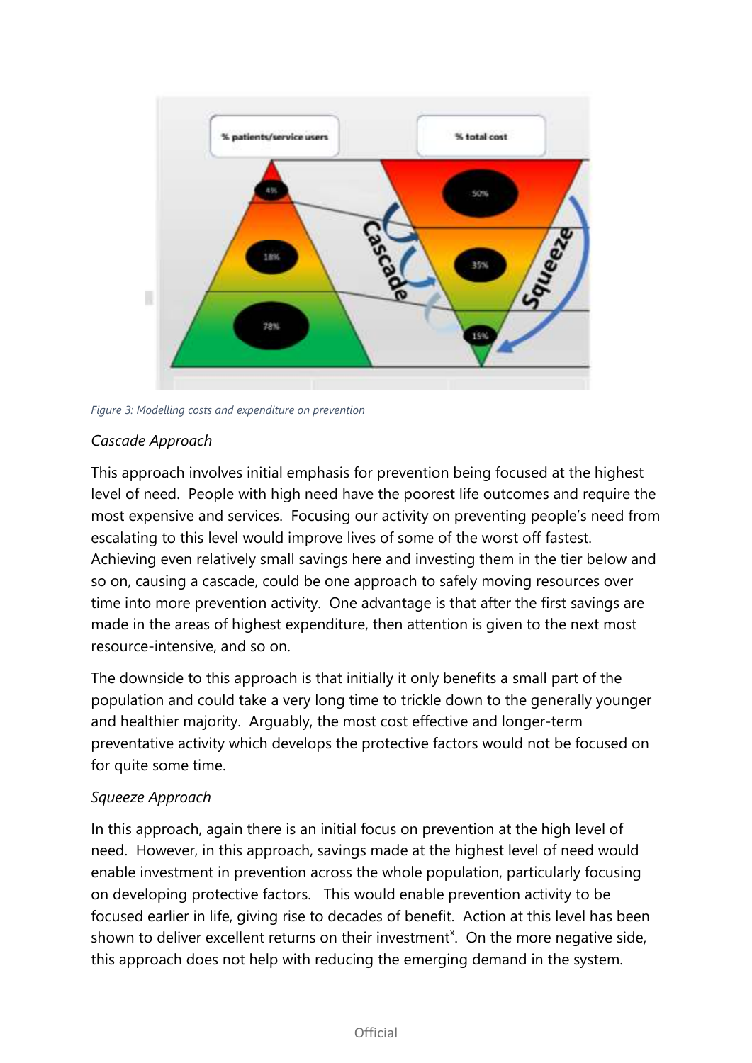Figure 3: Modelling costs and expenditure on prevention

*Cascade Approach*

This approach involves initial emphasis for prevention being focused at the highest level of need. People with high need have the poorest life outcomes and require the most expensive and services. Focusing our activity on preventing people's need from escalating to this level would improve lives of some of the worst off fastest. Achieving even relatively small savings here and investing them in the tier below and so on, causing a cascade, could be one approach to safely moving resources over time into more prevention activity. One advantage is that after the first savings are made in the areas of highest expenditure, then attention is given to the next most resource-intensive, and so on.

The downside to this approach is that initially it only benefits a small part of the population and could take a very long time to trickle down to the generally younger and healthier majority. Arguably, the most cost effective and longer-term preventative activity which develops the protective factors would not be focused on for quite some time.

*Squeeze Approach*

In this approach, again there is an initial focus on prevention at the high level of need. However, in this approach, savings made at the highest level of need would enable investment in prevention across the whole population, particularly focusing on developing protective factors. This would enable prevention activity to be focused earlier in life, giving rise to decades of benefit. Action at this level has been shown to deliver excellent returns on their investment[x]. On the more negative side, this approach does not help with reducing the emerging demand in the system.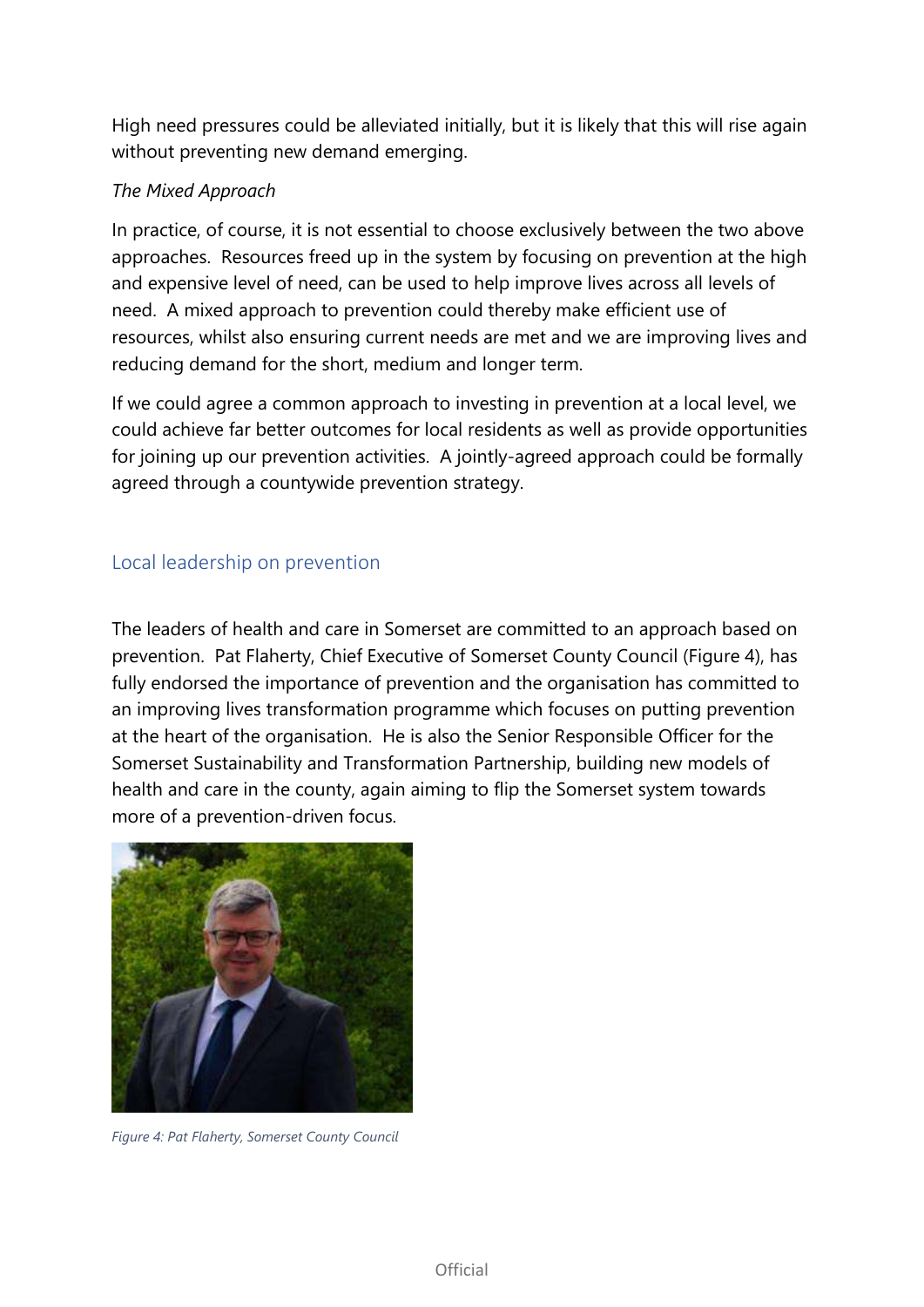High need pressures could be alleviated initially, but it is likely that this will rise again without preventing new demand emerging.

*The Mixed Approach*

In practice, of course, it is not essential to choose exclusively between the two above approaches. Resources freed up in the system by focusing on prevention at the high and expensive level of need, can be used to help improve lives across all levels of need. A mixed approach to prevention could thereby make efficient use of resources, whilst also ensuring current needs are met and we are improving lives and reducing demand for the short, medium and longer term.

If we could agree a common approach to investing in prevention at a local level, we could achieve far better outcomes for local residents as well as provide opportunities for joining up our prevention activities. A jointly-agreed approach could be formally agreed through a countywide prevention strategy.

## Local leadership on prevention

The leaders of health and care in Somerset are committed to an approach based on prevention. Pat Flaherty, Chief Executive of Somerset County Council (Figure 4), has fully endorsed the importance of prevention and the organisation has committed to an improving lives transformation programme which focuses on putting prevention at the heart of the organisation. He is also the Senior Responsible Officer for the Somerset Sustainability and Transformation Partnership, building new models of health and care in the county, again aiming to flip the Somerset system towards more of a prevention-driven focus.

*Figure 4: Pat Flaherty, Somerset County Council*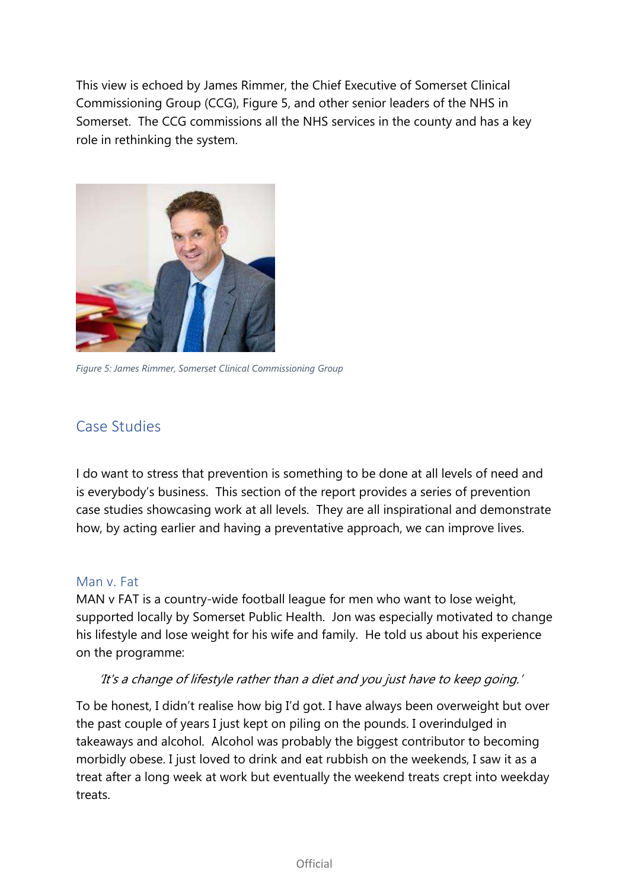This view is echoed by James Rimmer, the Chief Executive of Somerset Clinical Commissioning Group (CCG), Figure 5, and other senior leaders of the NHS in Somerset. The CCG commissions all the NHS services in the county and has a key role in rethinking the system.

*Figure 5: James Rimmer, Somerset Clinical Commissioning Group*

## Case Studies

I do want to stress that prevention is something to be done at all levels of need and is everybody's business. This section of the report provides a series of prevention case studies showcasing work at all levels. They are all inspirational and demonstrate how, by acting earlier and having a preventative approach, we can improve lives.

### Man v. Fat

MAN v FAT is a country-wide football league for men who want to lose weight, supported locally by Somerset Public Health. Jon was especially motivated to change his lifestyle and lose weight for his wife and family. He told us about his experience on the programme:

> *'It's a change of lifestyle rather than a diet and you just have to keep going.'*

To be honest, I didn't realise how big I'd got. I have always been overweight but over the past couple of years I just kept on piling on the pounds. I overindulged in takeaways and alcohol. Alcohol was probably the biggest contributor to becoming morbidly obese. I just loved to drink and eat rubbish on the weekends, I saw it as a treat after a long week at work but eventually the weekend treats crept into weekday treats.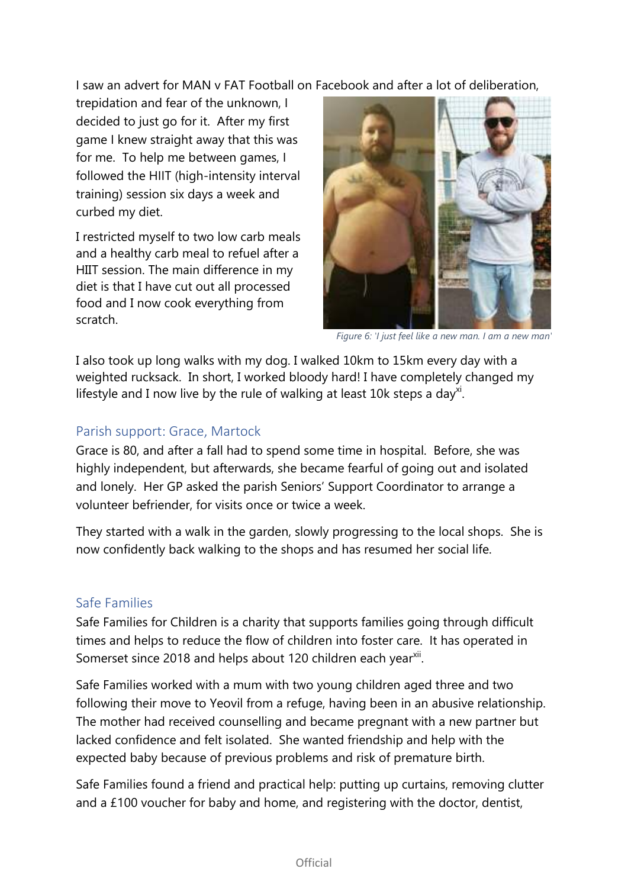I saw an advert for MAN v FAT Football on Facebook and after a lot of deliberation, trepidation and fear of the unknown, I decided to just go for it. After my first game I knew straight away that this was for me. To help me between games, I followed the HIIT (high-intensity interval training) session six days a week and curbed my diet.

I restricted myself to two low carb meals and a healthy carb meal to refuel after a HIIT session. The main difference in my diet is that I have cut out all processed food and I now cook everything from scratch.

*Figure 6: 'I just feel like a new man. I am a new man'*

I also took up long walks with my dog. I walked 10km to 15km every day with a weighted rucksack. In short, I worked bloody hard! I have completely changed my lifestyle and I now live by the rule of walking at least 10k steps a day[xi].

## Parish support: Grace, Martock

Grace is 80, and after a fall had to spend some time in hospital. Before, she was highly independent, but afterwards, she became fearful of going out and isolated and lonely. Her GP asked the parish Seniors' Support Coordinator to arrange a volunteer befriender, for visits once or twice a week.

They started with a walk in the garden, slowly progressing to the local shops. She is now confidently back walking to the shops and has resumed her social life.

## Safe Families

Safe Families for Children is a charity that supports families going through difficult times and helps to reduce the flow of children into foster care. It has operated in Somerset since 2018 and helps about 120 children each year[xii].

Safe Families worked with a mum with two young children aged three and two following their move to Yeovil from a refuge, having been in an abusive relationship. The mother had received counselling and became pregnant with a new partner but lacked confidence and felt isolated. She wanted friendship and help with the expected baby because of previous problems and risk of premature birth.

Safe Families found a friend and practical help: putting up curtains, removing clutter and a £100 voucher for baby and home, and registering with the doctor, dentist,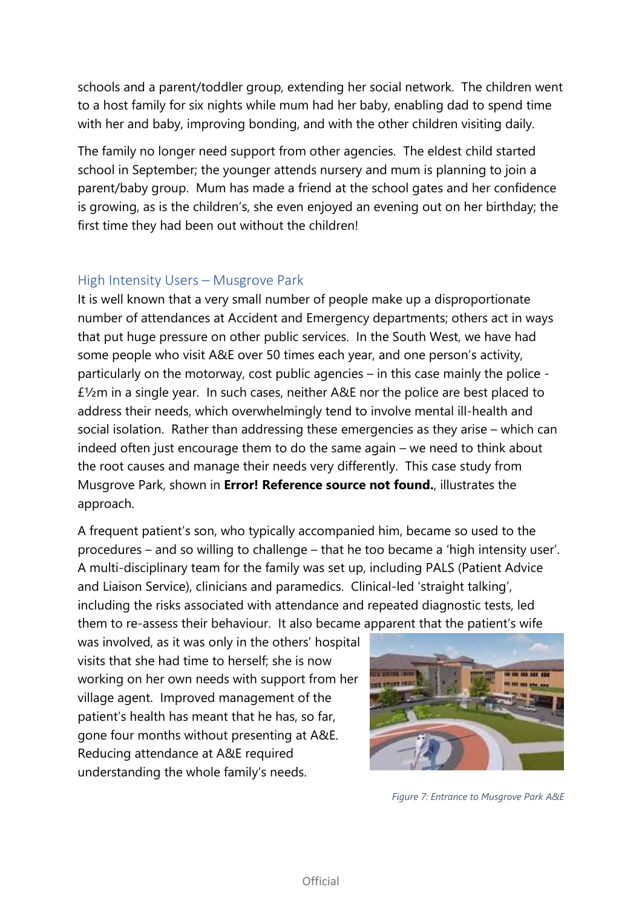schools and a parent/toddler group, extending her social network. The children went to a host family for six nights while mum had her baby, enabling dad to spend time with her and baby, improving bonding, and with the other children visiting daily.

The family no longer need support from other agencies. The eldest child started school in September; the younger attends nursery and mum is planning to join a parent/baby group. Mum has made a friend at the school gates and her confidence is growing, as is the children's, she even enjoyed an evening out on her birthday; the first time they had been out without the children!

## High Intensity Users – Musgrove Park

It is well known that a very small number of people make up a disproportionate number of attendances at Accident and Emergency departments; others act in ways that put huge pressure on other public services. In the South West, we have had some people who visit A&E over 50 times each year, and one person's activity, particularly on the motorway, cost public agencies – in this case mainly the police - £½m in a single year. In such cases, neither A&E nor the police are best placed to address their needs, which overwhelmingly tend to involve mental ill-health and social isolation. Rather than addressing these emergencies as they arise – which can indeed often just encourage them to do the same again – we need to think about the root causes and manage their needs very differently. This case study from Musgrove Park, shown in **Error! Reference source not found.**, illustrates the approach.

A frequent patient's son, who typically accompanied him, became so used to the procedures – and so willing to challenge – that he too became a 'high intensity user'. A multi-disciplinary team for the family was set up, including PALS (Patient Advice and Liaison Service), clinicians and paramedics. Clinical-led 'straight talking', including the risks associated with attendance and repeated diagnostic tests, led them to re-assess their behaviour. It also became apparent that the patient's wife was involved, as it was only in the others' hospital visits that she had time to herself; she is now working on her own needs with support from her village agent. Improved management of the patient's health has meant that he has, so far, gone four months without presenting at A&E. Reducing attendance at A&E required understanding the whole family's needs.

*Figure 7: Entrance to Musgrove Park A&E*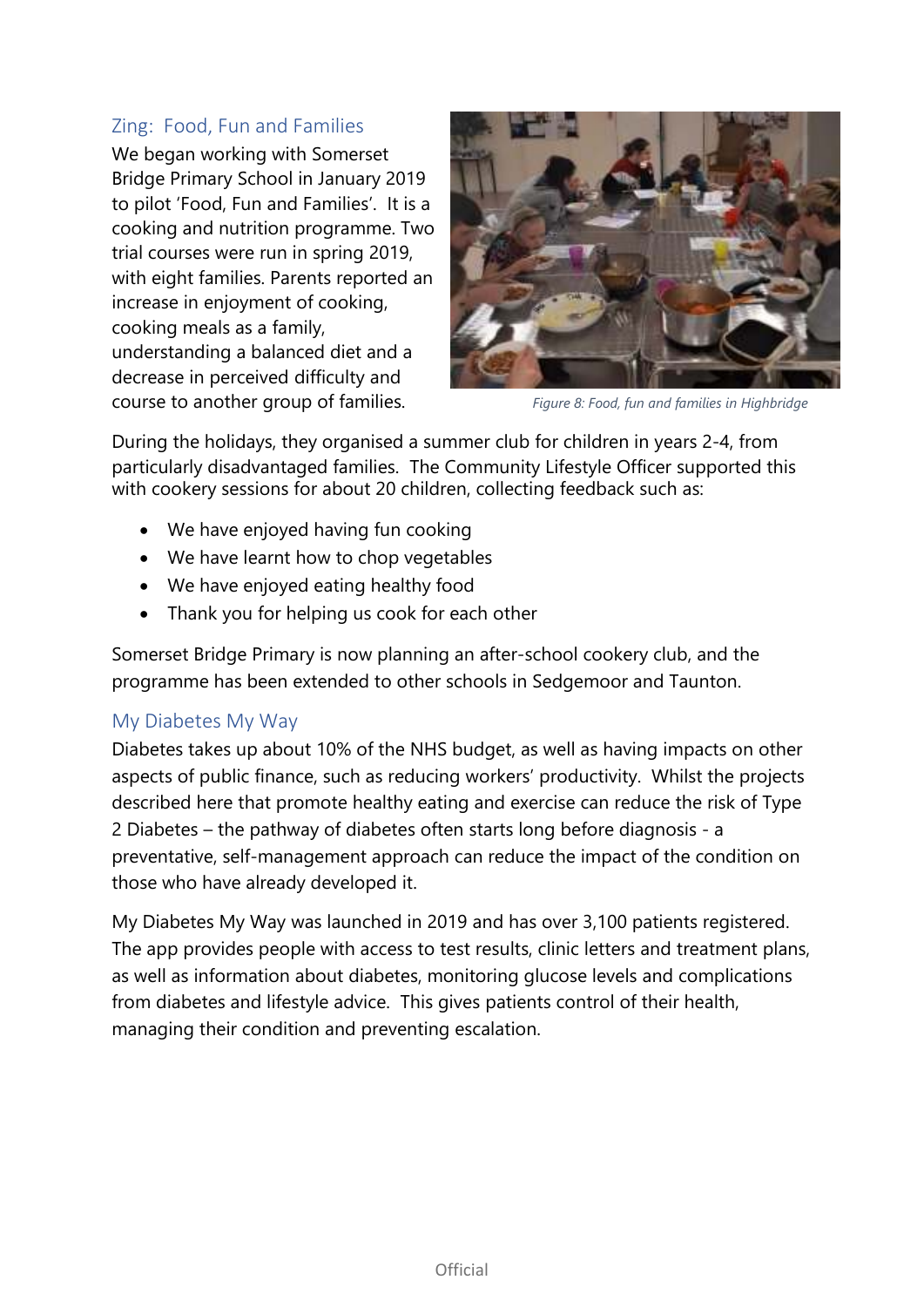## Zing: Food, Fun and Families

We began working with Somerset Bridge Primary School in January 2019 to pilot 'Food, Fun and Families'. It is a cooking and nutrition programme. Two trial courses were run in spring 2019, with eight families. Parents reported an increase in enjoyment of cooking, cooking meals as a family, understanding a balanced diet and a decrease in perceived difficulty and course to another group of families.

*Figure 8: Food, fun and families in Highbridge*

During the holidays, they organised a summer club for children in years 2-4, from particularly disadvantaged families. The Community Lifestyle Officer supported this with cookery sessions for about 20 children, collecting feedback such as:

- We have enjoyed having fun cooking
- We have learnt how to chop vegetables
- We have enjoyed eating healthy food
- Thank you for helping us cook for each other

Somerset Bridge Primary is now planning an after-school cookery club, and the programme has been extended to other schools in Sedgemoor and Taunton.

## My Diabetes My Way

Diabetes takes up about 10% of the NHS budget, as well as having impacts on other aspects of public finance, such as reducing workers' productivity. Whilst the projects described here that promote healthy eating and exercise can reduce the risk of Type 2 Diabetes – the pathway of diabetes often starts long before diagnosis - a preventative, self-management approach can reduce the impact of the condition on those who have already developed it.

My Diabetes My Way was launched in 2019 and has over 3,100 patients registered. The app provides people with access to test results, clinic letters and treatment plans, as well as information about diabetes, monitoring glucose levels and complications from diabetes and lifestyle advice. This gives patients control of their health, managing their condition and preventing escalation.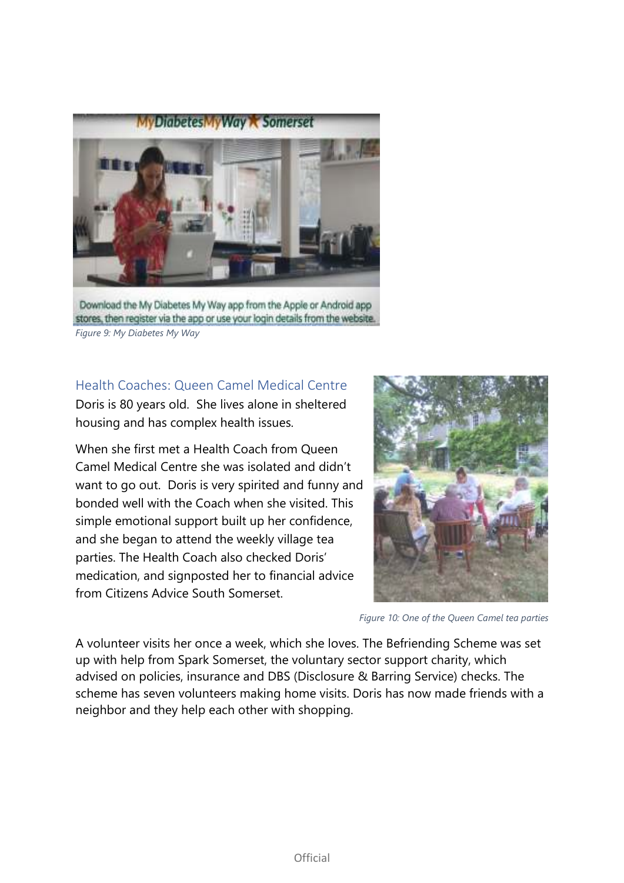Figure 9: My Diabetes My Way

## Health Coaches: Queen Camel Medical Centre

Doris is 80 years old. She lives alone in sheltered housing and has complex health issues.

When she first met a Health Coach from Queen Camel Medical Centre she was isolated and didn't want to go out. Doris is very spirited and funny and bonded well with the Coach when she visited. This simple emotional support built up her confidence, and she began to attend the weekly village tea parties. The Health Coach also checked Doris' medication, and signposted her to financial advice from Citizens Advice South Somerset.

Figure 10: One of the Queen Camel tea parties

A volunteer visits her once a week, which she loves. The Befriending Scheme was set up with help from Spark Somerset, the voluntary sector support charity, which advised on policies, insurance and DBS (Disclosure & Barring Service) checks. The scheme has seven volunteers making home visits. Doris has now made friends with a neighbor and they help each other with shopping.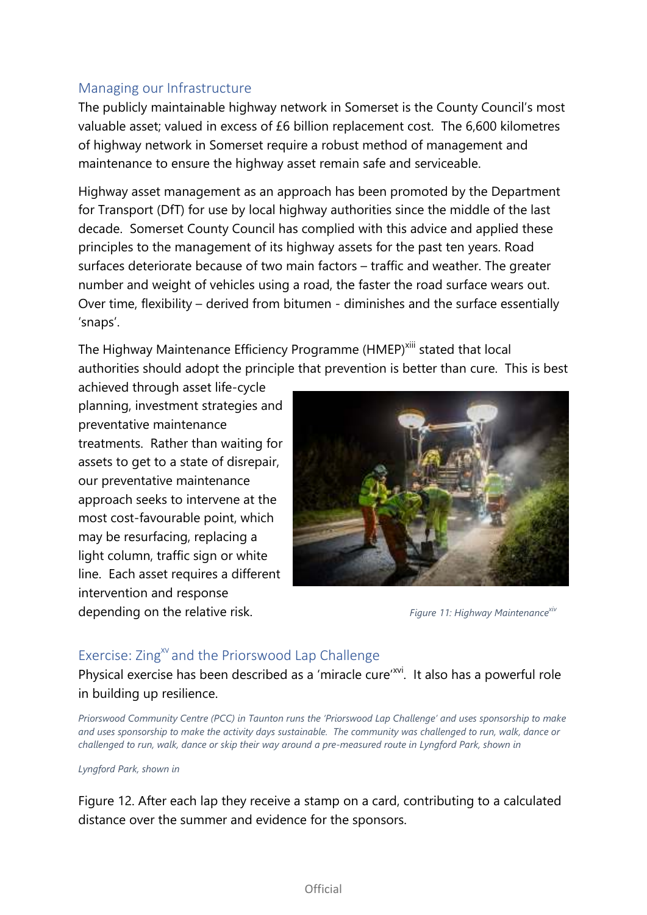## Managing our Infrastructure

The publicly maintainable highway network in Somerset is the County Council's most valuable asset; valued in excess of £6 billion replacement cost. The 6,600 kilometres of highway network in Somerset require a robust method of management and maintenance to ensure the highway asset remain safe and serviceable.

Highway asset management as an approach has been promoted by the Department for Transport (DfT) for use by local highway authorities since the middle of the last decade. Somerset County Council has complied with this advice and applied these principles to the management of its highway assets for the past ten years. Road surfaces deteriorate because of two main factors – traffic and weather. The greater number and weight of vehicles using a road, the faster the road surface wears out. Over time, flexibility – derived from bitumen - diminishes and the surface essentially 'snaps'.

The Highway Maintenance Efficiency Programme (HMEP)[xiii] stated that local authorities should adopt the principle that prevention is better than cure. This is best achieved through asset life-cycle planning, investment strategies and preventative maintenance treatments. Rather than waiting for assets to get to a state of disrepair, our preventative maintenance approach seeks to intervene at the most cost-favourable point, which may be resurfacing, replacing a light column, traffic sign or white line. Each asset requires a different intervention and response depending on the relative risk.

*Figure 11: Highway Maintenance[xiv]*

## Exercise: Zing[xv] and the Priorswood Lap Challenge

Physical exercise has been described as a 'miracle cure'[xvi]. It also has a powerful role in building up resilience.

*Priorswood Community Centre (PCC) in Taunton runs the 'Priorswood Lap Challenge' and uses sponsorship to make and uses sponsorship to make the activity days sustainable. The community was challenged to run, walk, dance or challenged to run, walk, dance or skip their way around a pre-measured route in Lyngford Park, shown in*

*Lyngford Park, shown in*

Figure 12. After each lap they receive a stamp on a card, contributing to a calculated distance over the summer and evidence for the sponsors.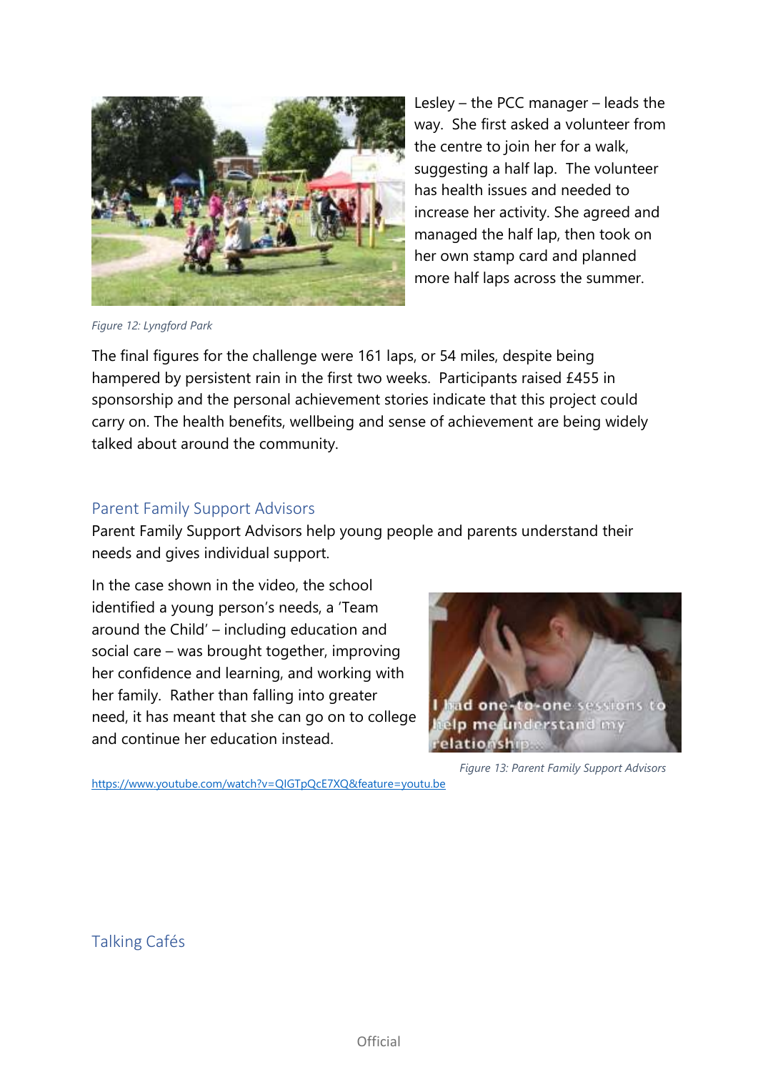Lesley – the PCC manager – leads the way. She first asked a volunteer from the centre to join her for a walk, suggesting a half lap. The volunteer has health issues and needed to increase her activity. She agreed and managed the half lap, then took on her own stamp card and planned more half laps across the summer.

*Figure 12: Lyngford Park*

The final figures for the challenge were 161 laps, or 54 miles, despite being hampered by persistent rain in the first two weeks. Participants raised £455 in sponsorship and the personal achievement stories indicate that this project could carry on. The health benefits, wellbeing and sense of achievement are being widely talked about around the community.

## Parent Family Support Advisors

Parent Family Support Advisors help young people and parents understand their needs and gives individual support.

In the case shown in the video, the school identified a young person's needs, a 'Team around the Child' – including education and social care – was brought together, improving her confidence and learning, and working with her family. Rather than falling into greater need, it has meant that she can go on to college and continue her education instead.

*Figure 13: Parent Family Support Advisors*

https://www.youtube.com/watch?v=QIGTpQcE7XQ&feature=youtu.be

## Talking Cafés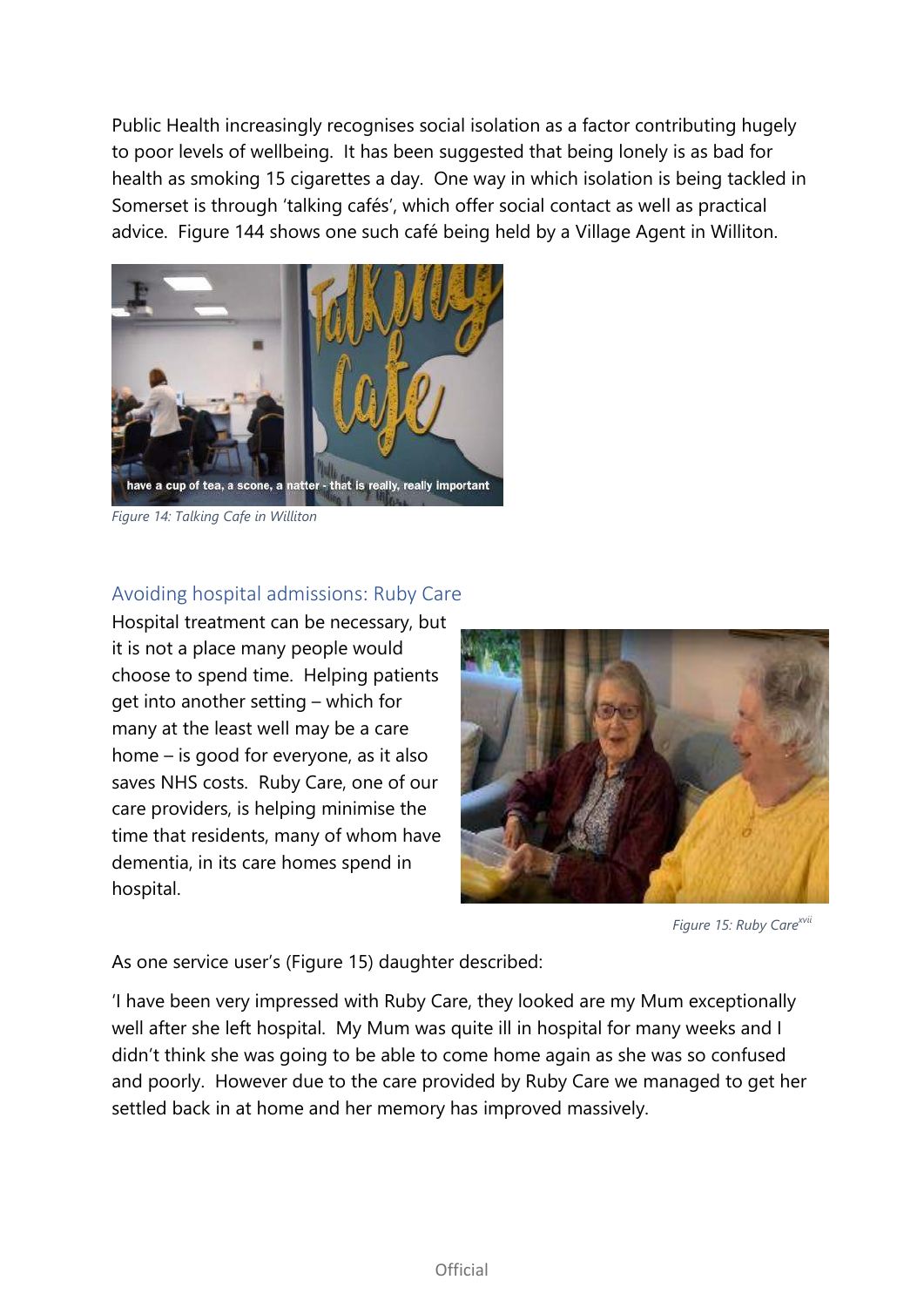Public Health increasingly recognises social isolation as a factor contributing hugely to poor levels of wellbeing. It has been suggested that being lonely is as bad for health as smoking 15 cigarettes a day. One way in which isolation is being tackled in Somerset is through 'talking cafés', which offer social contact as well as practical advice. Figure 144 shows one such café being held by a Village Agent in Williton.

*Figure 14: Talking Cafe in Williton*

## Avoiding hospital admissions: Ruby Care

Hospital treatment can be necessary, but it is not a place many people would choose to spend time. Helping patients get into another setting – which for many at the least well may be a care home – is good for everyone, as it also saves NHS costs. Ruby Care, one of our care providers, is helping minimise the time that residents, many of whom have dementia, in its care homes spend in hospital.

*Figure 15: Ruby Care*[xvii]

As one service user's (Figure 15) daughter described:

'I have been very impressed with Ruby Care, they looked are my Mum exceptionally well after she left hospital. My Mum was quite ill in hospital for many weeks and I didn't think she was going to be able to come home again as she was so confused and poorly. However due to the care provided by Ruby Care we managed to get her settled back in at home and her memory has improved massively.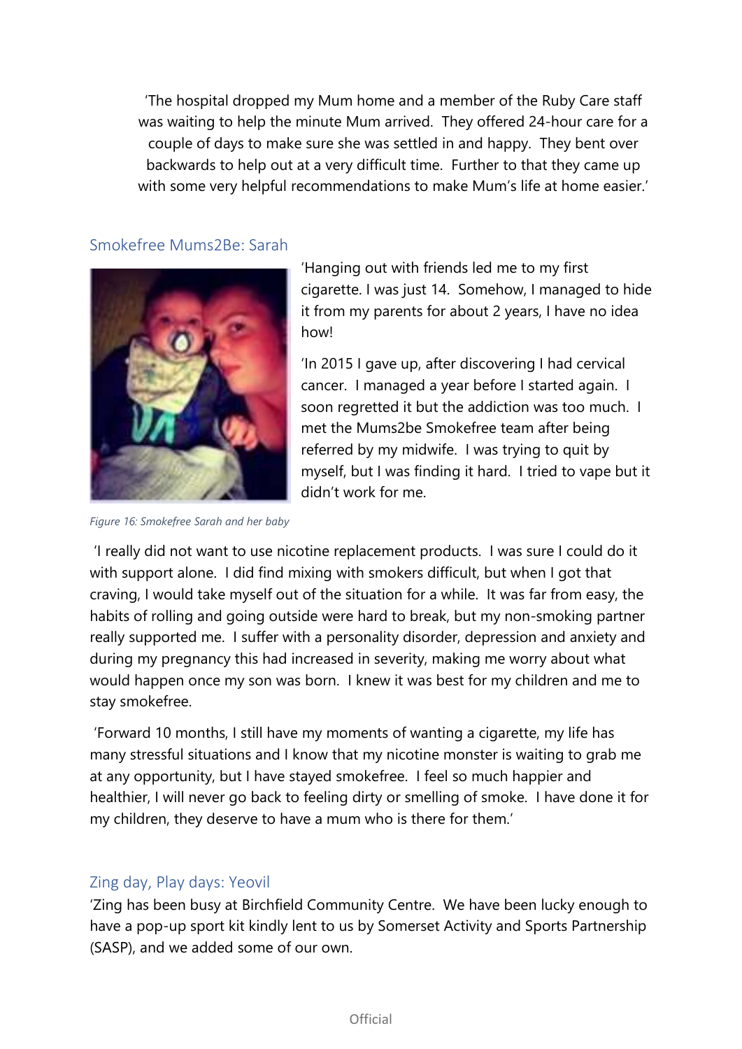'The hospital dropped my Mum home and a member of the Ruby Care staff was waiting to help the minute Mum arrived. They offered 24-hour care for a couple of days to make sure she was settled in and happy. They bent over backwards to help out at a very difficult time. Further to that they came up with some very helpful recommendations to make Mum's life at home easier.'

## Smokefree Mums2Be: Sarah

'Hanging out with friends led me to my first cigarette. I was just 14. Somehow, I managed to hide it from my parents for about 2 years, I have no idea how!

'In 2015 I gave up, after discovering I had cervical cancer. I managed a year before I started again. I soon regretted it but the addiction was too much. I met the Mums2be Smokefree team after being referred by my midwife. I was trying to quit by myself, but I was finding it hard. I tried to vape but it didn't work for me.

*Figure 16: Smokefree Sarah and her baby*

'I really did not want to use nicotine replacement products. I was sure I could do it with support alone. I did find mixing with smokers difficult, but when I got that craving, I would take myself out of the situation for a while. It was far from easy, the habits of rolling and going outside were hard to break, but my non-smoking partner really supported me. I suffer with a personality disorder, depression and anxiety and during my pregnancy this had increased in severity, making me worry about what would happen once my son was born. I knew it was best for my children and me to stay smokefree.

'Forward 10 months, I still have my moments of wanting a cigarette, my life has many stressful situations and I know that my nicotine monster is waiting to grab me at any opportunity, but I have stayed smokefree. I feel so much happier and healthier, I will never go back to feeling dirty or smelling of smoke. I have done it for my children, they deserve to have a mum who is there for them.'

## Zing day, Play days: Yeovil

'Zing has been busy at Birchfield Community Centre. We have been lucky enough to have a pop-up sport kit kindly lent to us by Somerset Activity and Sports Partnership (SASP), and we added some of our own.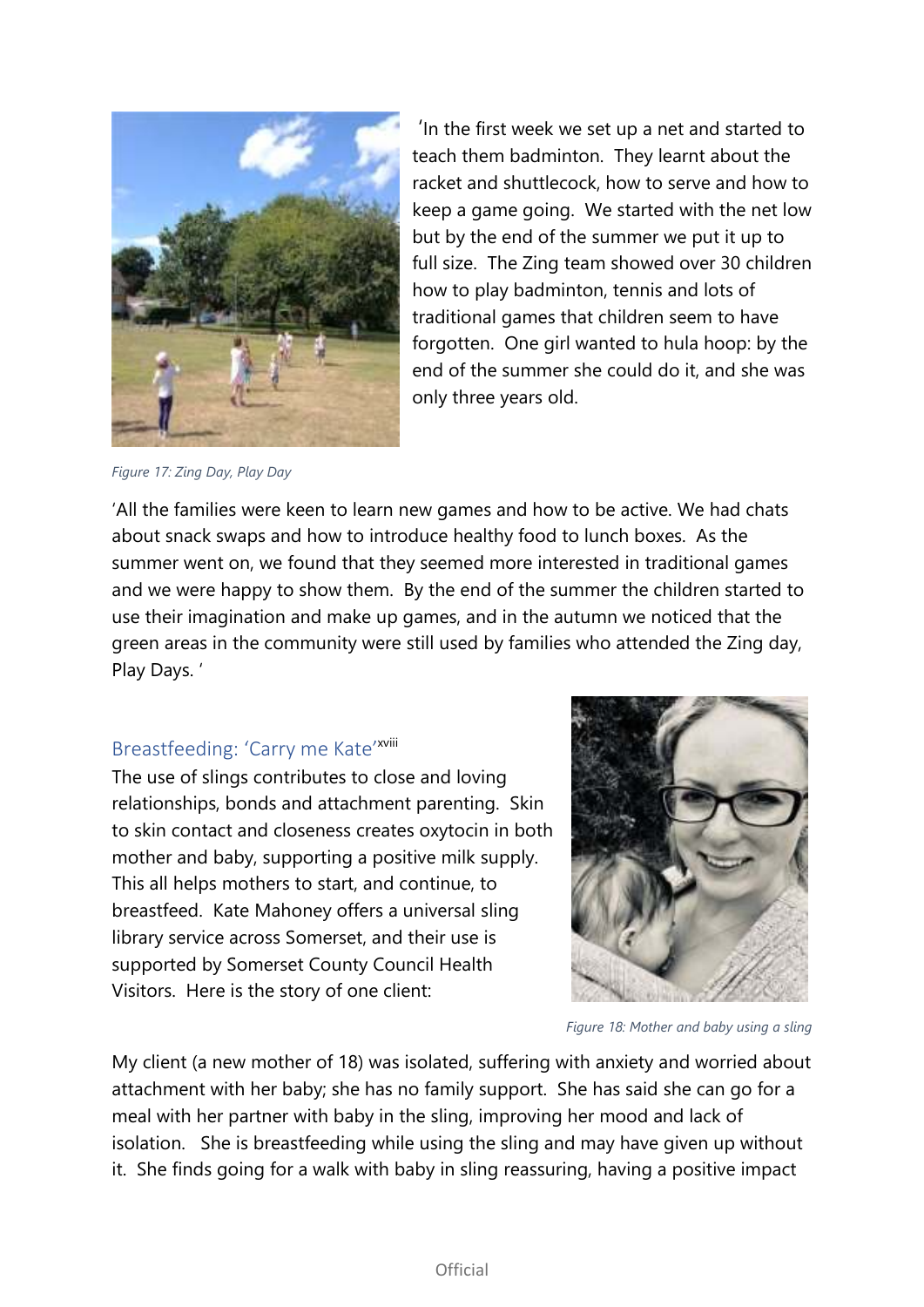'In the first week we set up a net and started to teach them badminton. They learnt about the racket and shuttlecock, how to serve and how to keep a game going. We started with the net low but by the end of the summer we put it up to full size. The Zing team showed over 30 children how to play badminton, tennis and lots of traditional games that children seem to have forgotten. One girl wanted to hula hoop: by the end of the summer she could do it, and she was only three years old.

*Figure 17: Zing Day, Play Day*

'All the families were keen to learn new games and how to be active. We had chats about snack swaps and how to introduce healthy food to lunch boxes. As the summer went on, we found that they seemed more interested in traditional games and we were happy to show them. By the end of the summer the children started to use their imagination and make up games, and in the autumn we noticed that the green areas in the community were still used by families who attended the Zing day, Play Days. '

### Breastfeeding: 'Carry me Kate'[xviii]

The use of slings contributes to close and loving relationships, bonds and attachment parenting. Skin to skin contact and closeness creates oxytocin in both mother and baby, supporting a positive milk supply. This all helps mothers to start, and continue, to breastfeed. Kate Mahoney offers a universal sling library service across Somerset, and their use is supported by Somerset County Council Health Visitors. Here is the story of one client:

*Figure 18: Mother and baby using a sling*

My client (a new mother of 18) was isolated, suffering with anxiety and worried about attachment with her baby; she has no family support. She has said she can go for a meal with her partner with baby in the sling, improving her mood and lack of isolation. She is breastfeeding while using the sling and may have given up without it. She finds going for a walk with baby in sling reassuring, having a positive impact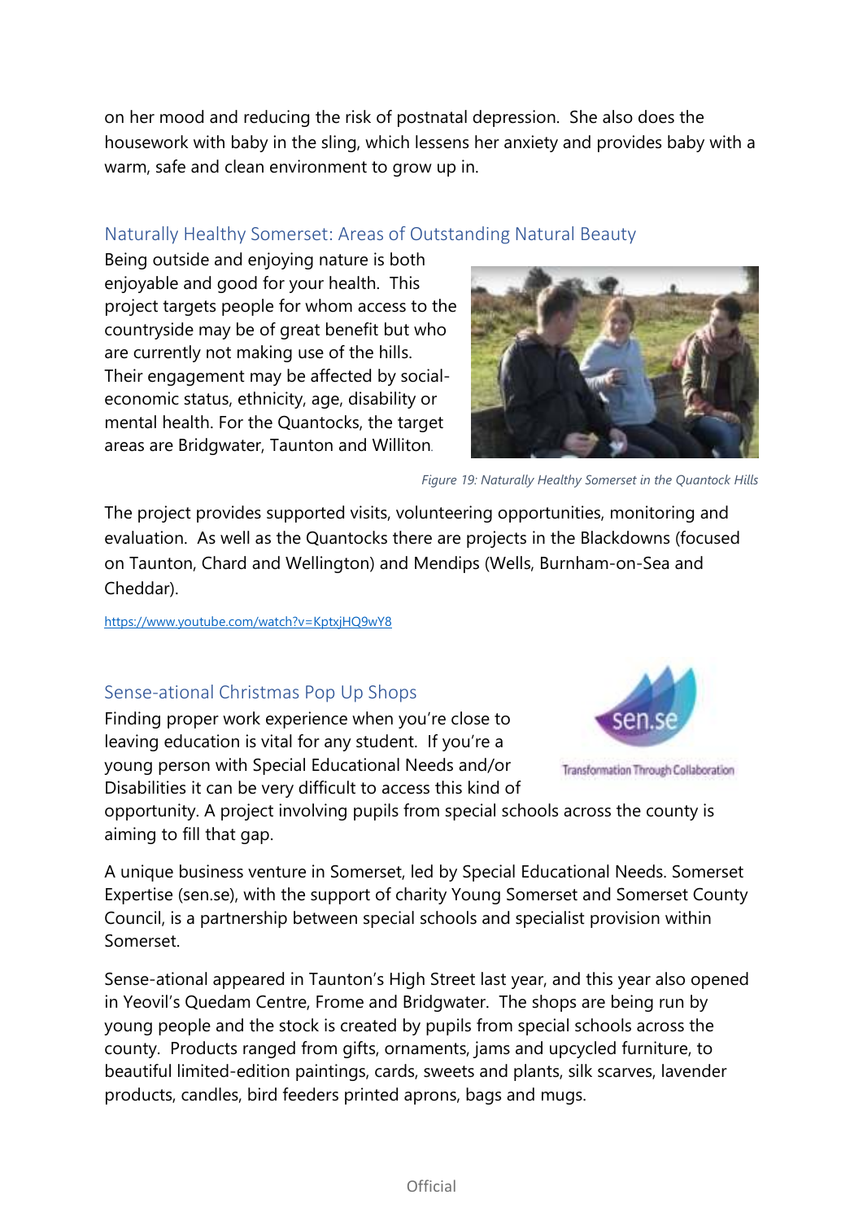on her mood and reducing the risk of postnatal depression. She also does the housework with baby in the sling, which lessens her anxiety and provides baby with a warm, safe and clean environment to grow up in.

### Naturally Healthy Somerset: Areas of Outstanding Natural Beauty

Being outside and enjoying nature is both enjoyable and good for your health. This project targets people for whom access to the countryside may be of great benefit but who are currently not making use of the hills. Their engagement may be affected by social-economic status, ethnicity, age, disability or mental health. For the Quantocks, the target areas are Bridgwater, Taunton and Williton.

*Figure 19: Naturally Healthy Somerset in the Quantock Hills*

The project provides supported visits, volunteering opportunities, monitoring and evaluation. As well as the Quantocks there are projects in the Blackdowns (focused on Taunton, Chard and Wellington) and Mendips (Wells, Burnham-on-Sea and Cheddar).

https://www.youtube.com/watch?v=KptxjHQ9wY8

### Sense-ational Christmas Pop Up Shops

Finding proper work experience when you're close to leaving education is vital for any student. If you're a young person with Special Educational Needs and/or Disabilities it can be very difficult to access this kind of opportunity. A project involving pupils from special schools across the county is aiming to fill that gap.

A unique business venture in Somerset, led by Special Educational Needs. Somerset Expertise (sen.se), with the support of charity Young Somerset and Somerset County Council, is a partnership between special schools and specialist provision within Somerset.

Sense-ational appeared in Taunton's High Street last year, and this year also opened in Yeovil's Quedam Centre, Frome and Bridgwater. The shops are being run by young people and the stock is created by pupils from special schools across the county. Products ranged from gifts, ornaments, jams and upcycled furniture, to beautiful limited-edition paintings, cards, sweets and plants, silk scarves, lavender products, candles, bird feeders printed aprons, bags and mugs.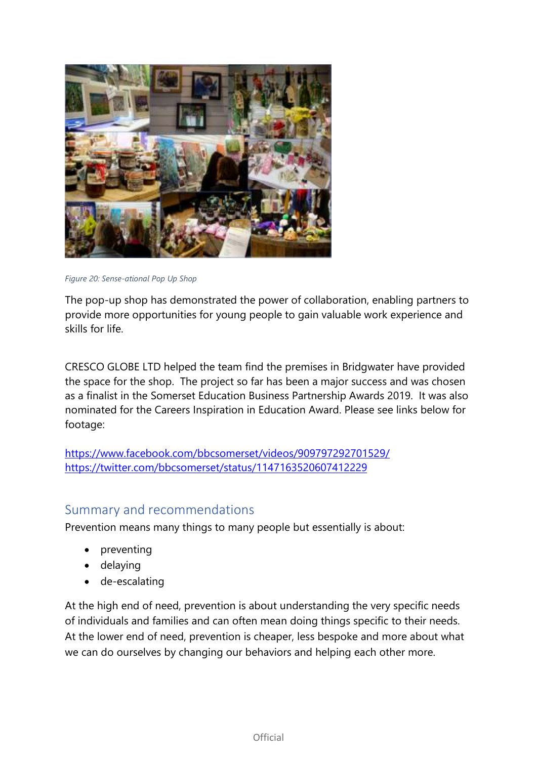*Figure 20: Sense-ational Pop Up Shop*

The pop-up shop has demonstrated the power of collaboration, enabling partners to provide more opportunities for young people to gain valuable work experience and skills for life.

CRESCO GLOBE LTD helped the team find the premises in Bridgwater have provided the space for the shop. The project so far has been a major success and was chosen as a finalist in the Somerset Education Business Partnership Awards 2019. It was also nominated for the Careers Inspiration in Education Award. Please see links below for footage:

https://www.facebook.com/bbcsomerset/videos/909797292701529/
https://twitter.com/bbcsomerset/status/1147163520607412229

## Summary and recommendations

Prevention means many things to many people but essentially is about:

- preventing
- delaying
- de-escalating

At the high end of need, prevention is about understanding the very specific needs of individuals and families and can often mean doing things specific to their needs. At the lower end of need, prevention is cheaper, less bespoke and more about what we can do ourselves by changing our behaviors and helping each other more.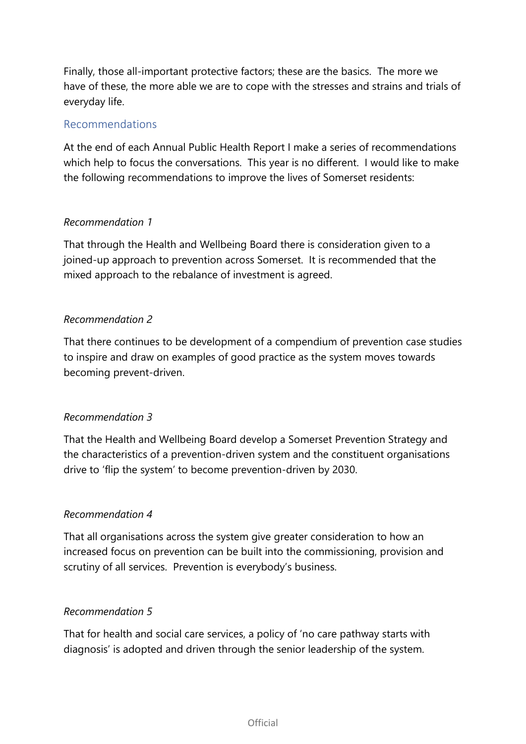Finally, those all-important protective factors; these are the basics. The more we have of these, the more able we are to cope with the stresses and strains and trials of everyday life.

## Recommendations

At the end of each Annual Public Health Report I make a series of recommendations which help to focus the conversations. This year is no different. I would like to make the following recommendations to improve the lives of Somerset residents:

*Recommendation 1*

That through the Health and Wellbeing Board there is consideration given to a joined-up approach to prevention across Somerset. It is recommended that the mixed approach to the rebalance of investment is agreed.

*Recommendation 2*

That there continues to be development of a compendium of prevention case studies to inspire and draw on examples of good practice as the system moves towards becoming prevent-driven.

*Recommendation 3*

That the Health and Wellbeing Board develop a Somerset Prevention Strategy and the characteristics of a prevention-driven system and the constituent organisations drive to 'flip the system' to become prevention-driven by 2030.

*Recommendation 4*

That all organisations across the system give greater consideration to how an increased focus on prevention can be built into the commissioning, provision and scrutiny of all services. Prevention is everybody's business.

*Recommendation 5*

That for health and social care services, a policy of 'no care pathway starts with diagnosis' is adopted and driven through the senior leadership of the system.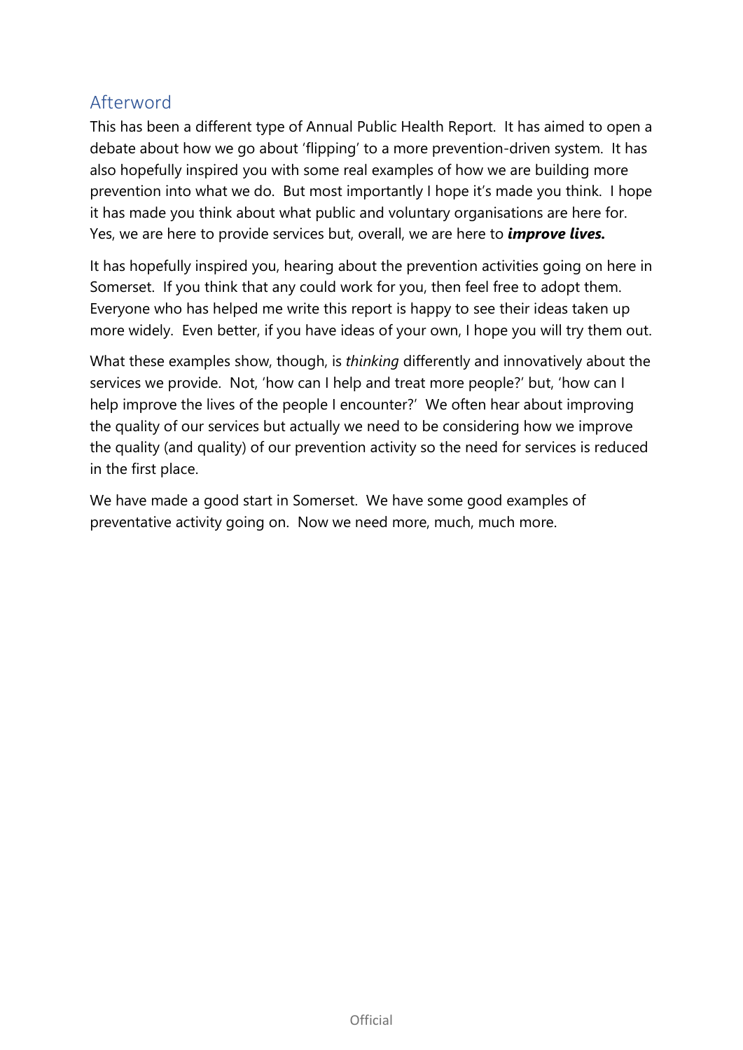## Afterword

This has been a different type of Annual Public Health Report. It has aimed to open a debate about how we go about 'flipping' to a more prevention-driven system. It has also hopefully inspired you with some real examples of how we are building more prevention into what we do. But most importantly I hope it's made you think. I hope it has made you think about what public and voluntary organisations are here for. Yes, we are here to provide services but, overall, we are here to ***improve lives.***

It has hopefully inspired you, hearing about the prevention activities going on here in Somerset. If you think that any could work for you, then feel free to adopt them. Everyone who has helped me write this report is happy to see their ideas taken up more widely. Even better, if you have ideas of your own, I hope you will try them out.

What these examples show, though, is *thinking* differently and innovatively about the services we provide. Not, 'how can I help and treat more people?' but, 'how can I help improve the lives of the people I encounter?' We often hear about improving the quality of our services but actually we need to be considering how we improve the quality (and quality) of our prevention activity so the need for services is reduced in the first place.

We have made a good start in Somerset. We have some good examples of preventative activity going on. Now we need more, much, much more.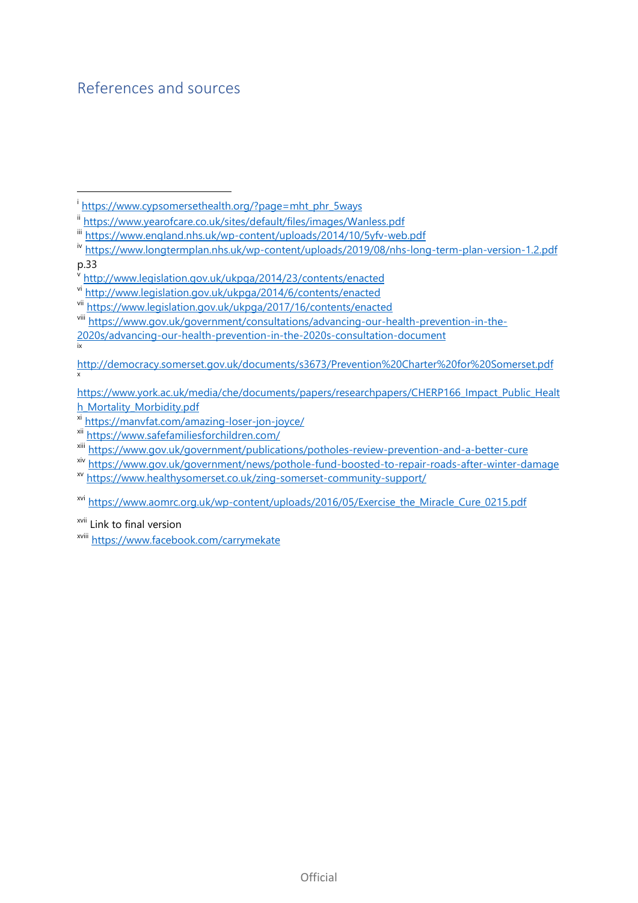## References and sources

---

[i] https://www.cypsomersethealth.org/?page=mht_phr_5ways

[ii] https://www.yearofcare.co.uk/sites/default/files/images/Wanless.pdf

[iii] https://www.england.nhs.uk/wp-content/uploads/2014/10/5yfv-web.pdf

[iv] https://www.longtermplan.nhs.uk/wp-content/uploads/2019/08/nhs-long-term-plan-version-1.2.pdf p.33

[v] http://www.legislation.gov.uk/ukpga/2014/23/contents/enacted

[vi] http://www.legislation.gov.uk/ukpga/2014/6/contents/enacted

[vii] https://www.legislation.gov.uk/ukpga/2017/16/contents/enacted

[viii] https://www.gov.uk/government/consultations/advancing-our-health-prevention-in-the-2020s/advancing-our-health-prevention-in-the-2020s-consultation-document

[ix] http://democracy.somerset.gov.uk/documents/s3673/Prevention%20Charter%20for%20Somerset.pdf

[x] https://www.york.ac.uk/media/che/documents/papers/researchpapers/CHERP166_Impact_Public_Health_Mortality_Morbidity.pdf

[xi] https://manvfat.com/amazing-loser-jon-joyce/

[xii] https://www.safefamiliesforchildren.com/

[xiii] https://www.gov.uk/government/publications/potholes-review-prevention-and-a-better-cure

[xiv] https://www.gov.uk/government/news/pothole-fund-boosted-to-repair-roads-after-winter-damage

[xv] https://www.healthysomerset.co.uk/zing-somerset-community-support/

[xvi] https://www.aomrc.org.uk/wp-content/uploads/2016/05/Exercise_the_Miracle_Cure_0215.pdf

[xvii] Link to final version

[xviii] https://www.facebook.com/carrymekate

Official